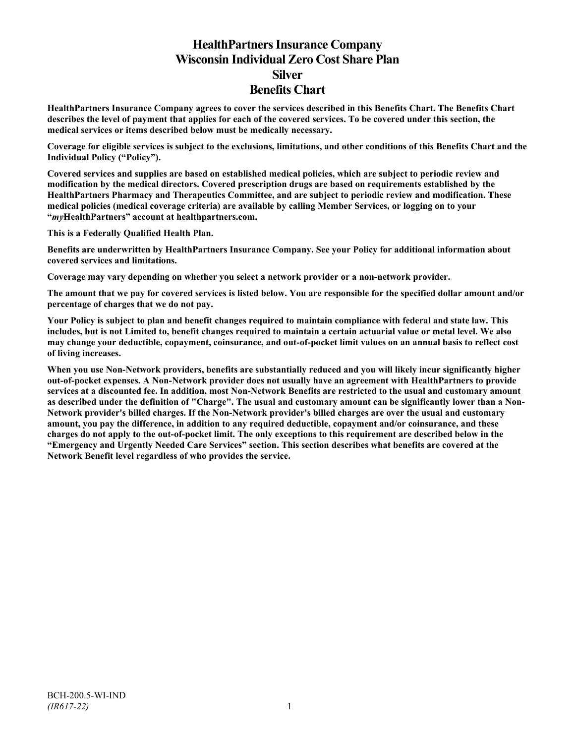# HealthPartners Insurance Company
# Wisconsin Individual Zero Cost Share Plan
# Silver
# Benefits Chart

**HealthPartners Insurance Company agrees to cover the services described in this Benefits Chart. The Benefits Chart describes the level of payment that applies for each of the covered services. To be covered under this section, the medical services or items described below must be medically necessary.**

**Coverage for eligible services is subject to the exclusions, limitations, and other conditions of this Benefits Chart and the Individual Policy ("Policy").**

**Covered services and supplies are based on established medical policies, which are subject to periodic review and modification by the medical directors. Covered prescription drugs are based on requirements established by the HealthPartners Pharmacy and Therapeutics Committee, and are subject to periodic review and modification. These medical policies (medical coverage criteria) are available by calling Member Services, or logging on to your "*my*HealthPartners" account at healthpartners.com.**

**This is a Federally Qualified Health Plan.**

**Benefits are underwritten by HealthPartners Insurance Company. See your Policy for additional information about covered services and limitations.**

**Coverage may vary depending on whether you select a network provider or a non-network provider.**

**The amount that we pay for covered services is listed below. You are responsible for the specified dollar amount and/or percentage of charges that we do not pay.**

**Your Policy is subject to plan and benefit changes required to maintain compliance with federal and state law. This includes, but is not Limited to, benefit changes required to maintain a certain actuarial value or metal level. We also may change your deductible, copayment, coinsurance, and out-of-pocket limit values on an annual basis to reflect cost of living increases.**

**When you use Non-Network providers, benefits are substantially reduced and you will likely incur significantly higher out-of-pocket expenses. A Non-Network provider does not usually have an agreement with HealthPartners to provide services at a discounted fee. In addition, most Non-Network Benefits are restricted to the usual and customary amount as described under the definition of "Charge". The usual and customary amount can be significantly lower than a Non-Network provider's billed charges. If the Non-Network provider's billed charges are over the usual and customary amount, you pay the difference, in addition to any required deductible, copayment and/or coinsurance, and these charges do not apply to the out-of-pocket limit. The only exceptions to this requirement are described below in the "Emergency and Urgently Needed Care Services" section. This section describes what benefits are covered at the Network Benefit level regardless of who provides the service.**

BCH-200.5-WI-IND
*(IR617-22)*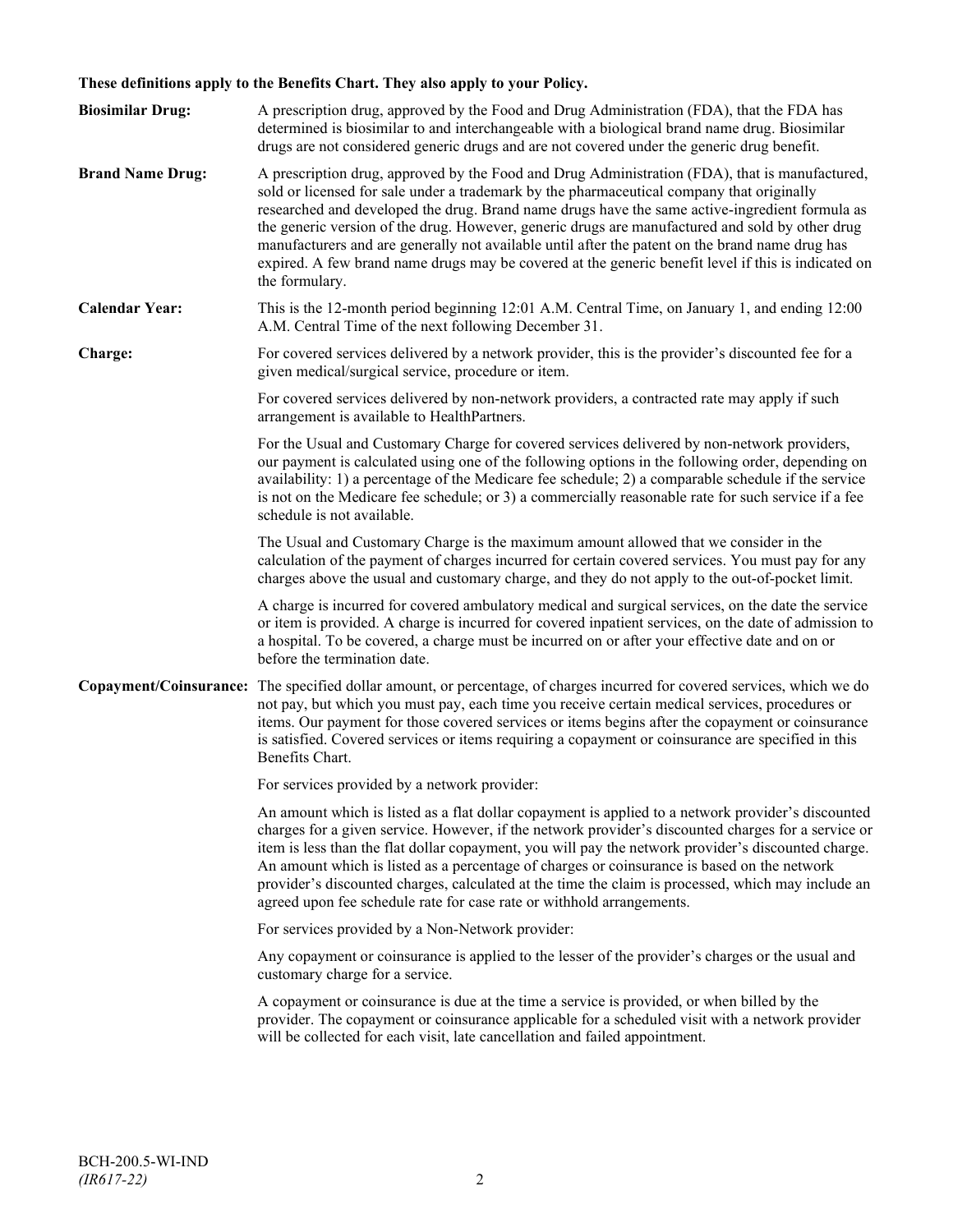**These definitions apply to the Benefits Chart. They also apply to your Policy.**

**Biosimilar Drug:** A prescription drug, approved by the Food and Drug Administration (FDA), that the FDA has determined is biosimilar to and interchangeable with a biological brand name drug. Biosimilar drugs are not considered generic drugs and are not covered under the generic drug benefit.

**Brand Name Drug:** A prescription drug, approved by the Food and Drug Administration (FDA), that is manufactured, sold or licensed for sale under a trademark by the pharmaceutical company that originally researched and developed the drug. Brand name drugs have the same active-ingredient formula as the generic version of the drug. However, generic drugs are manufactured and sold by other drug manufacturers and are generally not available until after the patent on the brand name drug has expired. A few brand name drugs may be covered at the generic benefit level if this is indicated on the formulary.

**Calendar Year:** This is the 12-month period beginning 12:01 A.M. Central Time, on January 1, and ending 12:00 A.M. Central Time of the next following December 31.

**Charge:** For covered services delivered by a network provider, this is the provider's discounted fee for a given medical/surgical service, procedure or item.

For covered services delivered by non-network providers, a contracted rate may apply if such arrangement is available to HealthPartners.

For the Usual and Customary Charge for covered services delivered by non-network providers, our payment is calculated using one of the following options in the following order, depending on availability: 1) a percentage of the Medicare fee schedule; 2) a comparable schedule if the service is not on the Medicare fee schedule; or 3) a commercially reasonable rate for such service if a fee schedule is not available.

The Usual and Customary Charge is the maximum amount allowed that we consider in the calculation of the payment of charges incurred for certain covered services. You must pay for any charges above the usual and customary charge, and they do not apply to the out-of-pocket limit.

A charge is incurred for covered ambulatory medical and surgical services, on the date the service or item is provided. A charge is incurred for covered inpatient services, on the date of admission to a hospital. To be covered, a charge must be incurred on or after your effective date and on or before the termination date.

**Copayment/Coinsurance:** The specified dollar amount, or percentage, of charges incurred for covered services, which we do not pay, but which you must pay, each time you receive certain medical services, procedures or items. Our payment for those covered services or items begins after the copayment or coinsurance is satisfied. Covered services or items requiring a copayment or coinsurance are specified in this Benefits Chart.

For services provided by a network provider:

An amount which is listed as a flat dollar copayment is applied to a network provider's discounted charges for a given service. However, if the network provider's discounted charges for a service or item is less than the flat dollar copayment, you will pay the network provider's discounted charge. An amount which is listed as a percentage of charges or coinsurance is based on the network provider's discounted charges, calculated at the time the claim is processed, which may include an agreed upon fee schedule rate for case rate or withhold arrangements.

For services provided by a Non-Network provider:

Any copayment or coinsurance is applied to the lesser of the provider's charges or the usual and customary charge for a service.

A copayment or coinsurance is due at the time a service is provided, or when billed by the provider. The copayment or coinsurance applicable for a scheduled visit with a network provider will be collected for each visit, late cancellation and failed appointment.

BCH-200.5-WI-IND
*(IR617-22)*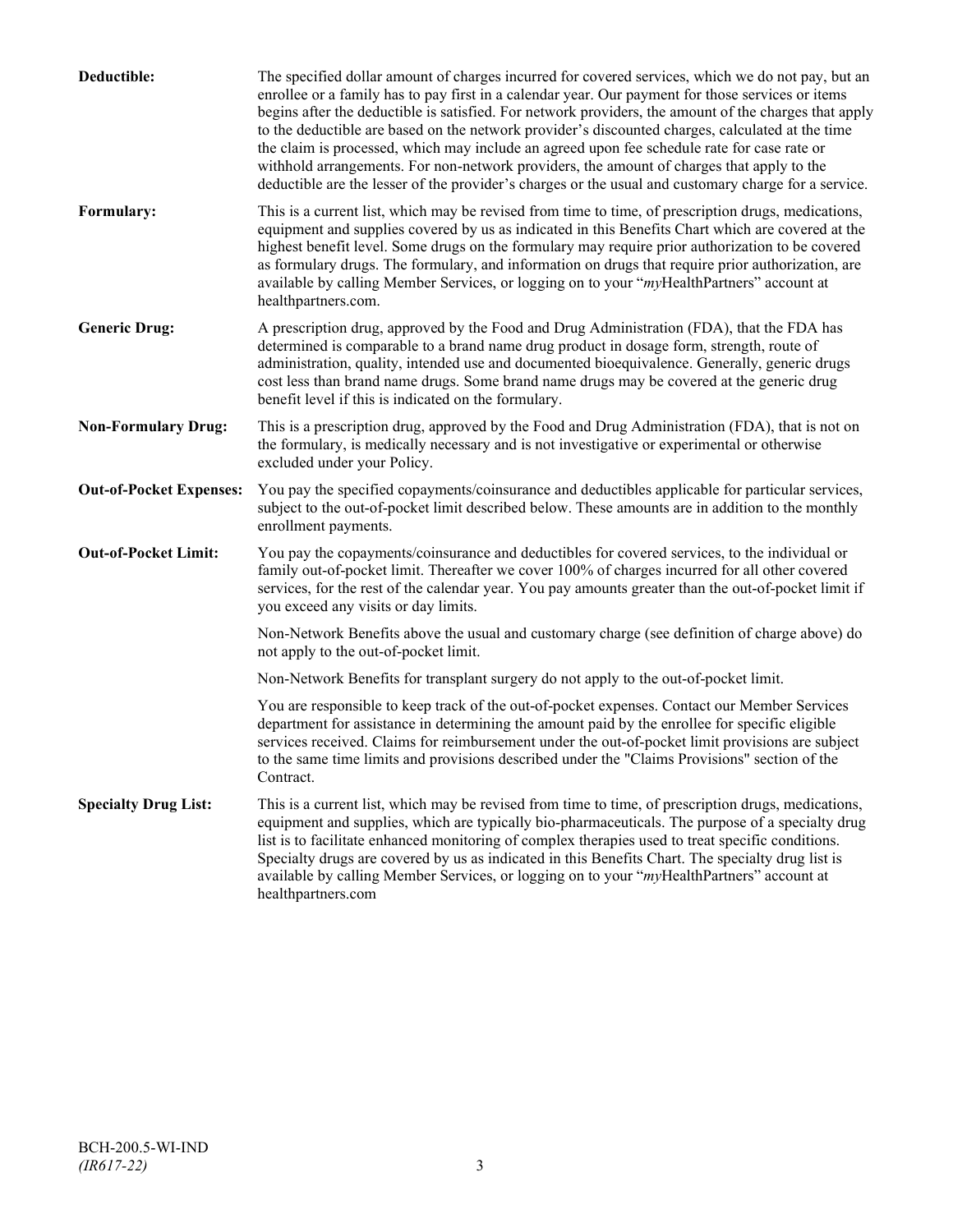**Deductible:** The specified dollar amount of charges incurred for covered services, which we do not pay, but an enrollee or a family has to pay first in a calendar year. Our payment for those services or items begins after the deductible is satisfied. For network providers, the amount of the charges that apply to the deductible are based on the network provider's discounted charges, calculated at the time the claim is processed, which may include an agreed upon fee schedule rate for case rate or withhold arrangements. For non-network providers, the amount of charges that apply to the deductible are the lesser of the provider's charges or the usual and customary charge for a service.

**Formulary:** This is a current list, which may be revised from time to time, of prescription drugs, medications, equipment and supplies covered by us as indicated in this Benefits Chart which are covered at the highest benefit level. Some drugs on the formulary may require prior authorization to be covered as formulary drugs. The formulary, and information on drugs that require prior authorization, are available by calling Member Services, or logging on to your "*my*HealthPartners" account at healthpartners.com.

**Generic Drug:** A prescription drug, approved by the Food and Drug Administration (FDA), that the FDA has determined is comparable to a brand name drug product in dosage form, strength, route of administration, quality, intended use and documented bioequivalence. Generally, generic drugs cost less than brand name drugs. Some brand name drugs may be covered at the generic drug benefit level if this is indicated on the formulary.

**Non-Formulary Drug:** This is a prescription drug, approved by the Food and Drug Administration (FDA), that is not on the formulary, is medically necessary and is not investigative or experimental or otherwise excluded under your Policy.

**Out-of-Pocket Expenses:** You pay the specified copayments/coinsurance and deductibles applicable for particular services, subject to the out-of-pocket limit described below. These amounts are in addition to the monthly enrollment payments.

**Out-of-Pocket Limit:** You pay the copayments/coinsurance and deductibles for covered services, to the individual or family out-of-pocket limit. Thereafter we cover 100% of charges incurred for all other covered services, for the rest of the calendar year. You pay amounts greater than the out-of-pocket limit if you exceed any visits or day limits.

Non-Network Benefits above the usual and customary charge (see definition of charge above) do not apply to the out-of-pocket limit.

Non-Network Benefits for transplant surgery do not apply to the out-of-pocket limit.

You are responsible to keep track of the out-of-pocket expenses. Contact our Member Services department for assistance in determining the amount paid by the enrollee for specific eligible services received. Claims for reimbursement under the out-of-pocket limit provisions are subject to the same time limits and provisions described under the "Claims Provisions" section of the Contract.

**Specialty Drug List:** This is a current list, which may be revised from time to time, of prescription drugs, medications, equipment and supplies, which are typically bio-pharmaceuticals. The purpose of a specialty drug list is to facilitate enhanced monitoring of complex therapies used to treat specific conditions. Specialty drugs are covered by us as indicated in this Benefits Chart. The specialty drug list is available by calling Member Services, or logging on to your "*my*HealthPartners" account at healthpartners.com

BCH-200.5-WI-IND
*(IR617-22)*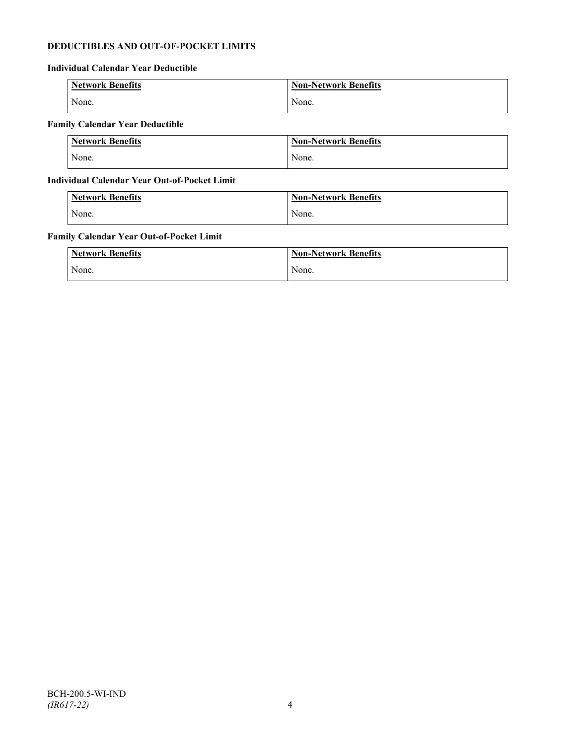**DEDUCTIBLES AND OUT-OF-POCKET LIMITS**

**Individual Calendar Year Deductible**

| Network Benefits | Non-Network Benefits |
|---|---|
| None. | None. |

**Family Calendar Year Deductible**

| Network Benefits | Non-Network Benefits |
|---|---|
| None. | None. |

**Individual Calendar Year Out-of-Pocket Limit**

| Network Benefits | Non-Network Benefits |
|---|---|
| None. | None. |

**Family Calendar Year Out-of-Pocket Limit**

| Network Benefits | Non-Network Benefits |
|---|---|
| None. | None. |

BCH-200.5-WI-IND
*(IR617-22)*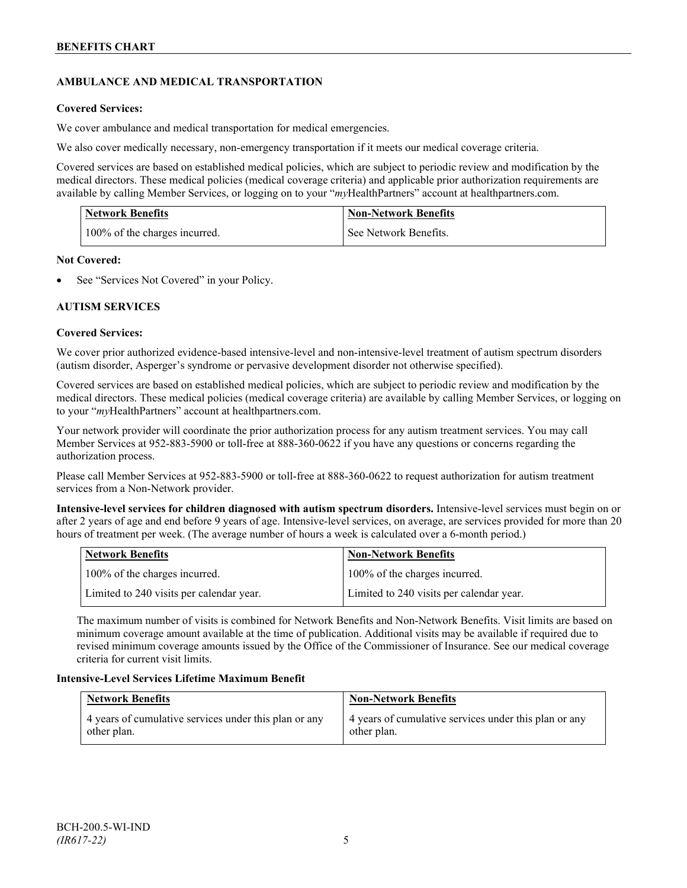## AMBULANCE AND MEDICAL TRANSPORTATION

**Covered Services:**

We cover ambulance and medical transportation for medical emergencies.

We also cover medically necessary, non-emergency transportation if it meets our medical coverage criteria.

Covered services are based on established medical policies, which are subject to periodic review and modification by the medical directors. These medical policies (medical coverage criteria) and applicable prior authorization requirements are available by calling Member Services, or logging on to your "*my*HealthPartners" account at healthpartners.com.

| Network Benefits | Non-Network Benefits |
|---|---|
| 100% of the charges incurred. | See Network Benefits. |

**Not Covered:**

- See "Services Not Covered" in your Policy.

## AUTISM SERVICES

**Covered Services:**

We cover prior authorized evidence-based intensive-level and non-intensive-level treatment of autism spectrum disorders (autism disorder, Asperger's syndrome or pervasive development disorder not otherwise specified).

Covered services are based on established medical policies, which are subject to periodic review and modification by the medical directors. These medical policies (medical coverage criteria) are available by calling Member Services, or logging on to your "*my*HealthPartners" account at healthpartners.com.

Your network provider will coordinate the prior authorization process for any autism treatment services. You may call Member Services at 952-883-5900 or toll-free at 888-360-0622 if you have any questions or concerns regarding the authorization process.

Please call Member Services at 952-883-5900 or toll-free at 888-360-0622 to request authorization for autism treatment services from a Non-Network provider.

**Intensive-level services for children diagnosed with autism spectrum disorders.** Intensive-level services must begin on or after 2 years of age and end before 9 years of age. Intensive-level services, on average, are services provided for more than 20 hours of treatment per week. (The average number of hours a week is calculated over a 6-month period.)

| Network Benefits | Non-Network Benefits |
|---|---|
| 100% of the charges incurred. | 100% of the charges incurred. |
| Limited to 240 visits per calendar year. | Limited to 240 visits per calendar year. |

The maximum number of visits is combined for Network Benefits and Non-Network Benefits. Visit limits are based on minimum coverage amount available at the time of publication. Additional visits may be available if required due to revised minimum coverage amounts issued by the Office of the Commissioner of Insurance. See our medical coverage criteria for current visit limits.

**Intensive-Level Services Lifetime Maximum Benefit**

| Network Benefits | Non-Network Benefits |
|---|---|
| 4 years of cumulative services under this plan or any other plan. | 4 years of cumulative services under this plan or any other plan. |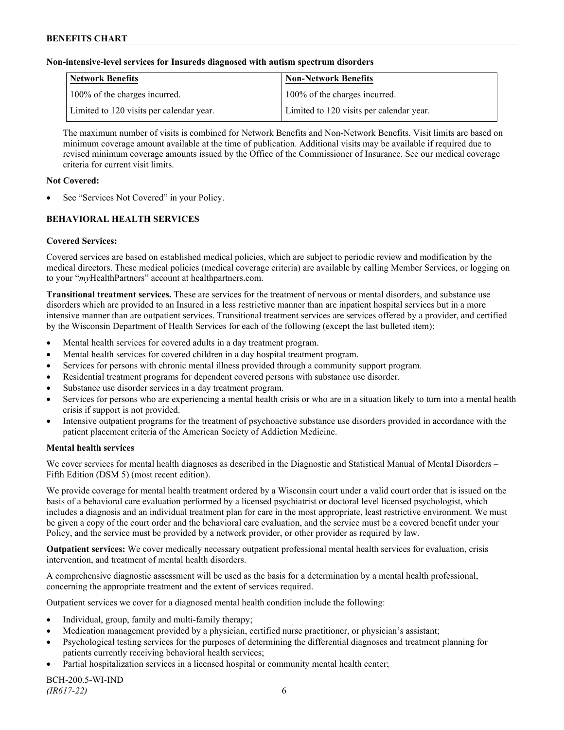**Non-intensive-level services for Insureds diagnosed with autism spectrum disorders**

| Network Benefits | Non-Network Benefits |
| --- | --- |
| 100% of the charges incurred. | 100% of the charges incurred. |
| Limited to 120 visits per calendar year. | Limited to 120 visits per calendar year. |

The maximum number of visits is combined for Network Benefits and Non-Network Benefits. Visit limits are based on minimum coverage amount available at the time of publication. Additional visits may be available if required due to revised minimum coverage amounts issued by the Office of the Commissioner of Insurance. See our medical coverage criteria for current visit limits.

**Not Covered:**

- See "Services Not Covered" in your Policy.

## BEHAVIORAL HEALTH SERVICES

**Covered Services:**

Covered services are based on established medical policies, which are subject to periodic review and modification by the medical directors. These medical policies (medical coverage criteria) are available by calling Member Services, or logging on to your "*my*HealthPartners" account at healthpartners.com.

**Transitional treatment services.** These are services for the treatment of nervous or mental disorders, and substance use disorders which are provided to an Insured in a less restrictive manner than are inpatient hospital services but in a more intensive manner than are outpatient services. Transitional treatment services are services offered by a provider, and certified by the Wisconsin Department of Health Services for each of the following (except the last bulleted item):

- Mental health services for covered adults in a day treatment program.
- Mental health services for covered children in a day hospital treatment program.
- Services for persons with chronic mental illness provided through a community support program.
- Residential treatment programs for dependent covered persons with substance use disorder.
- Substance use disorder services in a day treatment program.
- Services for persons who are experiencing a mental health crisis or who are in a situation likely to turn into a mental health crisis if support is not provided.
- Intensive outpatient programs for the treatment of psychoactive substance use disorders provided in accordance with the patient placement criteria of the American Society of Addiction Medicine.

**Mental health services**

We cover services for mental health diagnoses as described in the Diagnostic and Statistical Manual of Mental Disorders – Fifth Edition (DSM 5) (most recent edition).

We provide coverage for mental health treatment ordered by a Wisconsin court under a valid court order that is issued on the basis of a behavioral care evaluation performed by a licensed psychiatrist or doctoral level licensed psychologist, which includes a diagnosis and an individual treatment plan for care in the most appropriate, least restrictive environment. We must be given a copy of the court order and the behavioral care evaluation, and the service must be a covered benefit under your Policy, and the service must be provided by a network provider, or other provider as required by law.

**Outpatient services:** We cover medically necessary outpatient professional mental health services for evaluation, crisis intervention, and treatment of mental health disorders.

A comprehensive diagnostic assessment will be used as the basis for a determination by a mental health professional, concerning the appropriate treatment and the extent of services required.

Outpatient services we cover for a diagnosed mental health condition include the following:

- Individual, group, family and multi-family therapy;
- Medication management provided by a physician, certified nurse practitioner, or physician's assistant;
- Psychological testing services for the purposes of determining the differential diagnoses and treatment planning for patients currently receiving behavioral health services;
- Partial hospitalization services in a licensed hospital or community mental health center;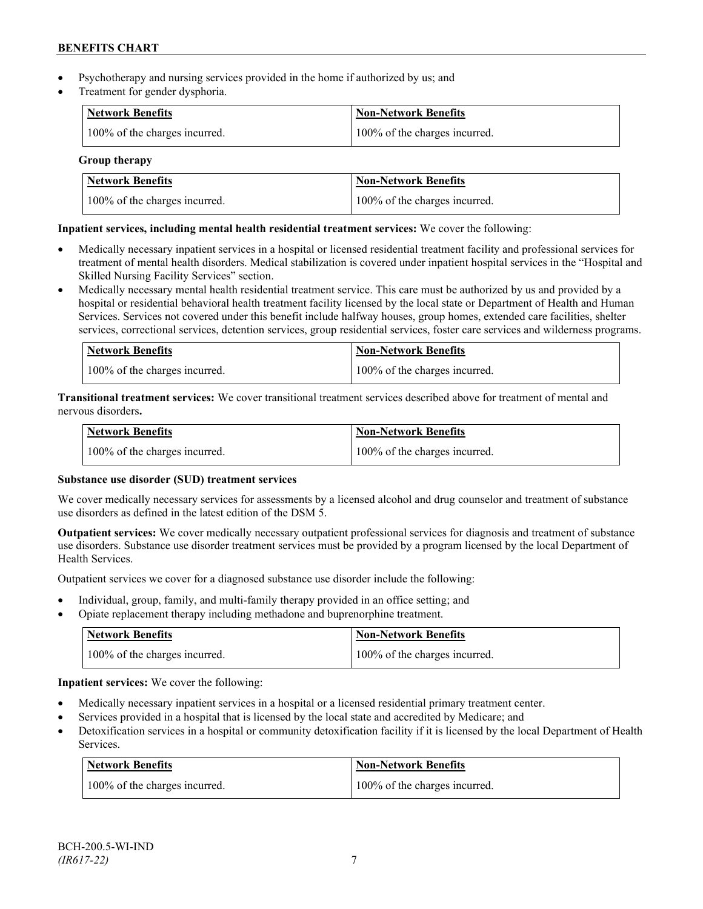- Psychotherapy and nursing services provided in the home if authorized by us; and
- Treatment for gender dysphoria.

| Network Benefits | Non-Network Benefits |
| --- | --- |
| 100% of the charges incurred. | 100% of the charges incurred. |

**Group therapy**

| Network Benefits | Non-Network Benefits |
| --- | --- |
| 100% of the charges incurred. | 100% of the charges incurred. |

**Inpatient services, including mental health residential treatment services:** We cover the following:

- Medically necessary inpatient services in a hospital or licensed residential treatment facility and professional services for treatment of mental health disorders. Medical stabilization is covered under inpatient hospital services in the "Hospital and Skilled Nursing Facility Services" section.
- Medically necessary mental health residential treatment service. This care must be authorized by us and provided by a hospital or residential behavioral health treatment facility licensed by the local state or Department of Health and Human Services. Services not covered under this benefit include halfway houses, group homes, extended care facilities, shelter services, correctional services, detention services, group residential services, foster care services and wilderness programs.

| Network Benefits | Non-Network Benefits |
| --- | --- |
| 100% of the charges incurred. | 100% of the charges incurred. |

**Transitional treatment services:** We cover transitional treatment services described above for treatment of mental and nervous disorders**.**

| Network Benefits | Non-Network Benefits |
| --- | --- |
| 100% of the charges incurred. | 100% of the charges incurred. |

**Substance use disorder (SUD) treatment services**

We cover medically necessary services for assessments by a licensed alcohol and drug counselor and treatment of substance use disorders as defined in the latest edition of the DSM 5.

**Outpatient services:** We cover medically necessary outpatient professional services for diagnosis and treatment of substance use disorders. Substance use disorder treatment services must be provided by a program licensed by the local Department of Health Services.

Outpatient services we cover for a diagnosed substance use disorder include the following:

- Individual, group, family, and multi-family therapy provided in an office setting; and
- Opiate replacement therapy including methadone and buprenorphine treatment.

| Network Benefits | Non-Network Benefits |
| --- | --- |
| 100% of the charges incurred. | 100% of the charges incurred. |

**Inpatient services:** We cover the following:

- Medically necessary inpatient services in a hospital or a licensed residential primary treatment center.
- Services provided in a hospital that is licensed by the local state and accredited by Medicare; and
- Detoxification services in a hospital or community detoxification facility if it is licensed by the local Department of Health Services.

| Network Benefits | Non-Network Benefits |
| --- | --- |
| 100% of the charges incurred. | 100% of the charges incurred. |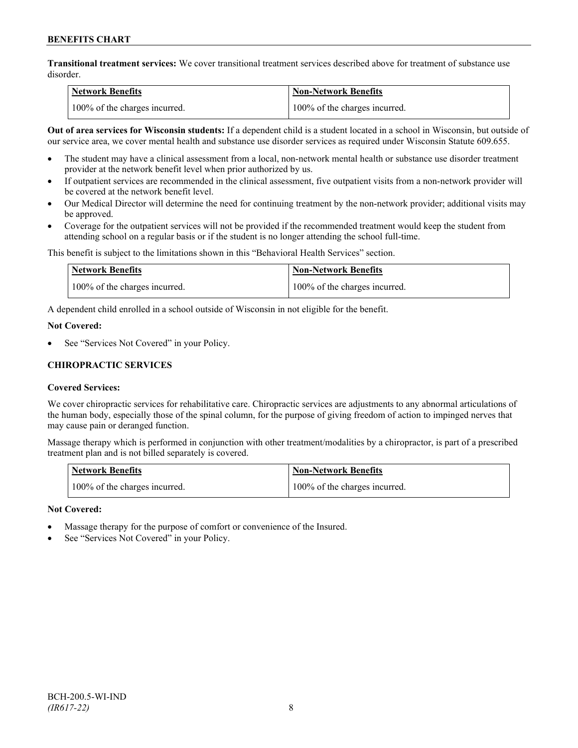**Transitional treatment services:** We cover transitional treatment services described above for treatment of substance use disorder.

| Network Benefits | Non-Network Benefits |
|---|---|
| 100% of the charges incurred. | 100% of the charges incurred. |

**Out of area services for Wisconsin students:** If a dependent child is a student located in a school in Wisconsin, but outside of our service area, we cover mental health and substance use disorder services as required under Wisconsin Statute 609.655.

- The student may have a clinical assessment from a local, non-network mental health or substance use disorder treatment provider at the network benefit level when prior authorized by us.
- If outpatient services are recommended in the clinical assessment, five outpatient visits from a non-network provider will be covered at the network benefit level.
- Our Medical Director will determine the need for continuing treatment by the non-network provider; additional visits may be approved.
- Coverage for the outpatient services will not be provided if the recommended treatment would keep the student from attending school on a regular basis or if the student is no longer attending the school full-time.

This benefit is subject to the limitations shown in this "Behavioral Health Services" section.

| Network Benefits | Non-Network Benefits |
|---|---|
| 100% of the charges incurred. | 100% of the charges incurred. |

A dependent child enrolled in a school outside of Wisconsin in not eligible for the benefit.

**Not Covered:**

- See "Services Not Covered" in your Policy.

### CHIROPRACTIC SERVICES

**Covered Services:**

We cover chiropractic services for rehabilitative care. Chiropractic services are adjustments to any abnormal articulations of the human body, especially those of the spinal column, for the purpose of giving freedom of action to impinged nerves that may cause pain or deranged function.

Massage therapy which is performed in conjunction with other treatment/modalities by a chiropractor, is part of a prescribed treatment plan and is not billed separately is covered.

| Network Benefits | Non-Network Benefits |
|---|---|
| 100% of the charges incurred. | 100% of the charges incurred. |

**Not Covered:**

- Massage therapy for the purpose of comfort or convenience of the Insured.
- See "Services Not Covered" in your Policy.

BCH-200.5-WI-IND
*(IR617-22)*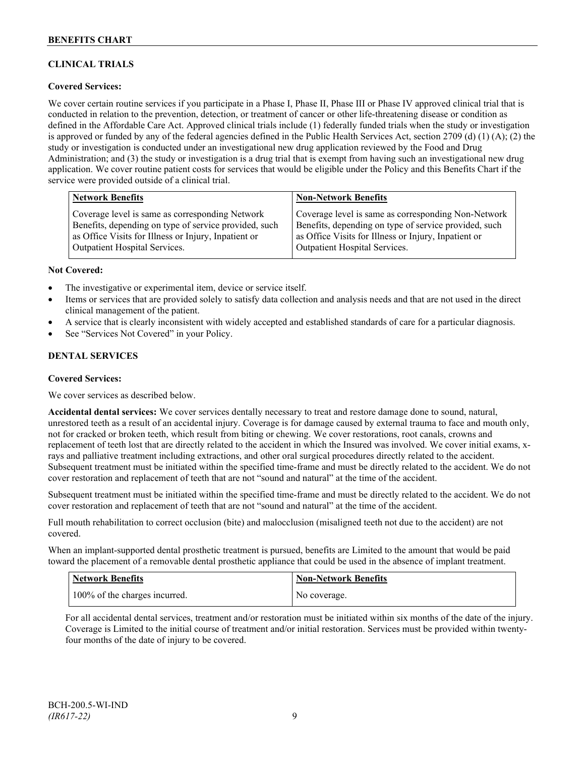## CLINICAL TRIALS

**Covered Services:**

We cover certain routine services if you participate in a Phase I, Phase II, Phase III or Phase IV approved clinical trial that is conducted in relation to the prevention, detection, or treatment of cancer or other life-threatening disease or condition as defined in the Affordable Care Act. Approved clinical trials include (1) federally funded trials when the study or investigation is approved or funded by any of the federal agencies defined in the Public Health Services Act, section 2709 (d) (1) (A); (2) the study or investigation is conducted under an investigational new drug application reviewed by the Food and Drug Administration; and (3) the study or investigation is a drug trial that is exempt from having such an investigational new drug application. We cover routine patient costs for services that would be eligible under the Policy and this Benefits Chart if the service were provided outside of a clinical trial.

| Network Benefits | Non-Network Benefits |
|---|---|
| Coverage level is same as corresponding Network Benefits, depending on type of service provided, such as Office Visits for Illness or Injury, Inpatient or Outpatient Hospital Services. | Coverage level is same as corresponding Non-Network Benefits, depending on type of service provided, such as Office Visits for Illness or Injury, Inpatient or Outpatient Hospital Services. |

**Not Covered:**

- The investigative or experimental item, device or service itself.
- Items or services that are provided solely to satisfy data collection and analysis needs and that are not used in the direct clinical management of the patient.
- A service that is clearly inconsistent with widely accepted and established standards of care for a particular diagnosis.
- See "Services Not Covered" in your Policy.

## DENTAL SERVICES

**Covered Services:**

We cover services as described below.

**Accidental dental services:** We cover services dentally necessary to treat and restore damage done to sound, natural, unrestored teeth as a result of an accidental injury. Coverage is for damage caused by external trauma to face and mouth only, not for cracked or broken teeth, which result from biting or chewing. We cover restorations, root canals, crowns and replacement of teeth lost that are directly related to the accident in which the Insured was involved. We cover initial exams, x-rays and palliative treatment including extractions, and other oral surgical procedures directly related to the accident. Subsequent treatment must be initiated within the specified time-frame and must be directly related to the accident. We do not cover restoration and replacement of teeth that are not "sound and natural" at the time of the accident.

Subsequent treatment must be initiated within the specified time-frame and must be directly related to the accident. We do not cover restoration and replacement of teeth that are not "sound and natural" at the time of the accident.

Full mouth rehabilitation to correct occlusion (bite) and malocclusion (misaligned teeth not due to the accident) are not covered.

When an implant-supported dental prosthetic treatment is pursued, benefits are Limited to the amount that would be paid toward the placement of a removable dental prosthetic appliance that could be used in the absence of implant treatment.

| Network Benefits | Non-Network Benefits |
|---|---|
| 100% of the charges incurred. | No coverage. |

For all accidental dental services, treatment and/or restoration must be initiated within six months of the date of the injury. Coverage is Limited to the initial course of treatment and/or initial restoration. Services must be provided within twenty-four months of the date of injury to be covered.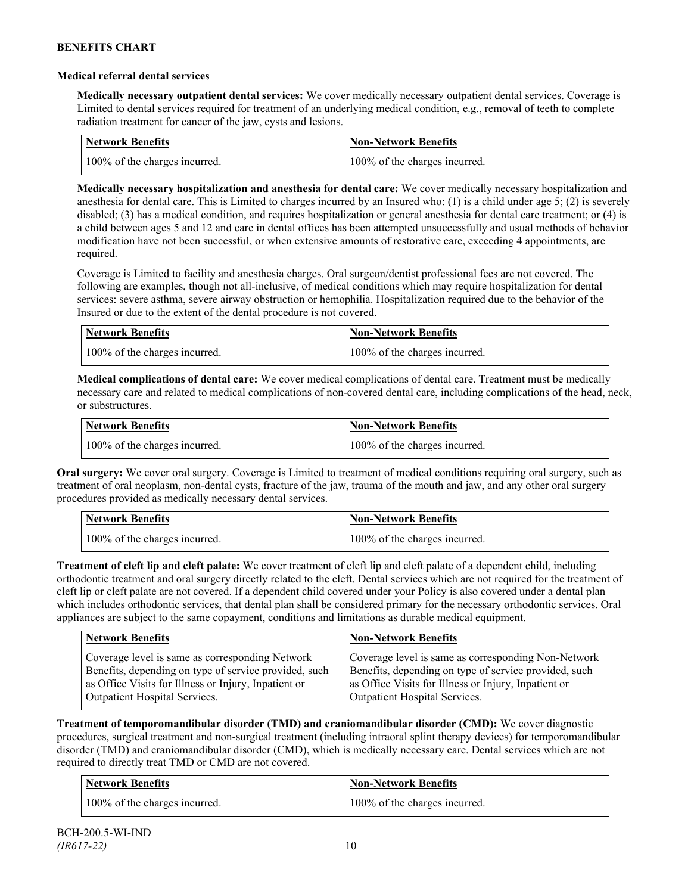### Medical referral dental services

**Medically necessary outpatient dental services:** We cover medically necessary outpatient dental services. Coverage is Limited to dental services required for treatment of an underlying medical condition, e.g., removal of teeth to complete radiation treatment for cancer of the jaw, cysts and lesions.

| Network Benefits | Non-Network Benefits |
|---|---|
| 100% of the charges incurred. | 100% of the charges incurred. |

**Medically necessary hospitalization and anesthesia for dental care:** We cover medically necessary hospitalization and anesthesia for dental care. This is Limited to charges incurred by an Insured who: (1) is a child under age 5; (2) is severely disabled; (3) has a medical condition, and requires hospitalization or general anesthesia for dental care treatment; or (4) is a child between ages 5 and 12 and care in dental offices has been attempted unsuccessfully and usual methods of behavior modification have not been successful, or when extensive amounts of restorative care, exceeding 4 appointments, are required.

Coverage is Limited to facility and anesthesia charges. Oral surgeon/dentist professional fees are not covered. The following are examples, though not all-inclusive, of medical conditions which may require hospitalization for dental services: severe asthma, severe airway obstruction or hemophilia. Hospitalization required due to the behavior of the Insured or due to the extent of the dental procedure is not covered.

| Network Benefits | Non-Network Benefits |
|---|---|
| 100% of the charges incurred. | 100% of the charges incurred. |

**Medical complications of dental care:** We cover medical complications of dental care. Treatment must be medically necessary care and related to medical complications of non-covered dental care, including complications of the head, neck, or substructures.

| Network Benefits | Non-Network Benefits |
|---|---|
| 100% of the charges incurred. | 100% of the charges incurred. |

**Oral surgery:** We cover oral surgery. Coverage is Limited to treatment of medical conditions requiring oral surgery, such as treatment of oral neoplasm, non-dental cysts, fracture of the jaw, trauma of the mouth and jaw, and any other oral surgery procedures provided as medically necessary dental services.

| Network Benefits | Non-Network Benefits |
|---|---|
| 100% of the charges incurred. | 100% of the charges incurred. |

**Treatment of cleft lip and cleft palate:** We cover treatment of cleft lip and cleft palate of a dependent child, including orthodontic treatment and oral surgery directly related to the cleft. Dental services which are not required for the treatment of cleft lip or cleft palate are not covered. If a dependent child covered under your Policy is also covered under a dental plan which includes orthodontic services, that dental plan shall be considered primary for the necessary orthodontic services. Oral appliances are subject to the same copayment, conditions and limitations as durable medical equipment.

| Network Benefits | Non-Network Benefits |
|---|---|
| Coverage level is same as corresponding Network Benefits, depending on type of service provided, such as Office Visits for Illness or Injury, Inpatient or Outpatient Hospital Services. | Coverage level is same as corresponding Non-Network Benefits, depending on type of service provided, such as Office Visits for Illness or Injury, Inpatient or Outpatient Hospital Services. |

**Treatment of temporomandibular disorder (TMD) and craniomandibular disorder (CMD):** We cover diagnostic procedures, surgical treatment and non-surgical treatment (including intraoral splint therapy devices) for temporomandibular disorder (TMD) and craniomandibular disorder (CMD), which is medically necessary care. Dental services which are not required to directly treat TMD or CMD are not covered.

| Network Benefits | Non-Network Benefits |
|---|---|
| 100% of the charges incurred. | 100% of the charges incurred. |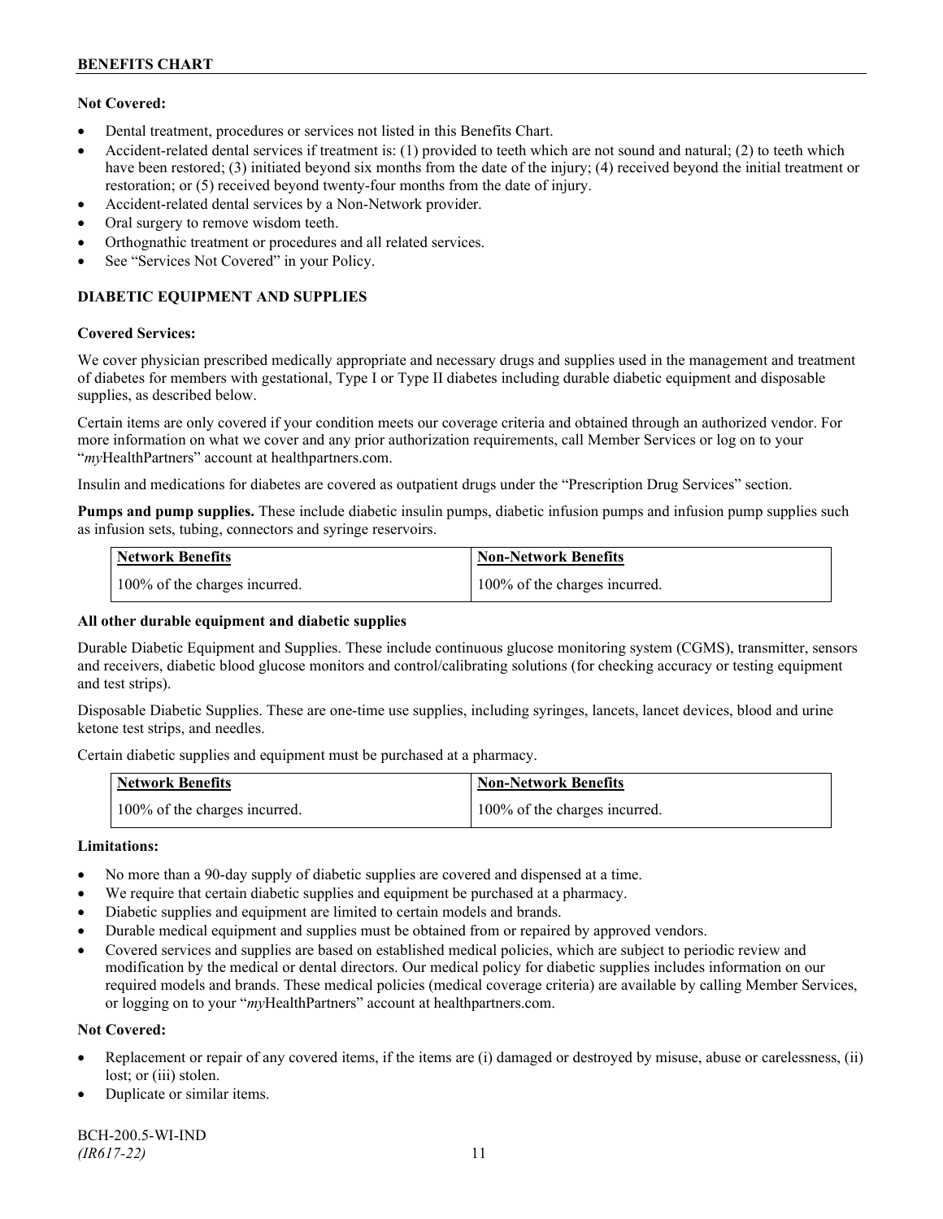**Not Covered:**

- Dental treatment, procedures or services not listed in this Benefits Chart.
- Accident-related dental services if treatment is: (1) provided to teeth which are not sound and natural; (2) to teeth which have been restored; (3) initiated beyond six months from the date of the injury; (4) received beyond the initial treatment or restoration; or (5) received beyond twenty-four months from the date of injury.
- Accident-related dental services by a Non-Network provider.
- Oral surgery to remove wisdom teeth.
- Orthognathic treatment or procedures and all related services.
- See "Services Not Covered" in your Policy.

## DIABETIC EQUIPMENT AND SUPPLIES

**Covered Services:**

We cover physician prescribed medically appropriate and necessary drugs and supplies used in the management and treatment of diabetes for members with gestational, Type I or Type II diabetes including durable diabetic equipment and disposable supplies, as described below.

Certain items are only covered if your condition meets our coverage criteria and obtained through an authorized vendor. For more information on what we cover and any prior authorization requirements, call Member Services or log on to your "*my*HealthPartners" account at healthpartners.com.

Insulin and medications for diabetes are covered as outpatient drugs under the "Prescription Drug Services" section.

**Pumps and pump supplies.** These include diabetic insulin pumps, diabetic infusion pumps and infusion pump supplies such as infusion sets, tubing, connectors and syringe reservoirs.

| Network Benefits | Non-Network Benefits |
|---|---|
| 100% of the charges incurred. | 100% of the charges incurred. |

**All other durable equipment and diabetic supplies**

Durable Diabetic Equipment and Supplies. These include continuous glucose monitoring system (CGMS), transmitter, sensors and receivers, diabetic blood glucose monitors and control/calibrating solutions (for checking accuracy or testing equipment and test strips).

Disposable Diabetic Supplies. These are one-time use supplies, including syringes, lancets, lancet devices, blood and urine ketone test strips, and needles.

Certain diabetic supplies and equipment must be purchased at a pharmacy.

| Network Benefits | Non-Network Benefits |
|---|---|
| 100% of the charges incurred. | 100% of the charges incurred. |

**Limitations:**

- No more than a 90-day supply of diabetic supplies are covered and dispensed at a time.
- We require that certain diabetic supplies and equipment be purchased at a pharmacy.
- Diabetic supplies and equipment are limited to certain models and brands.
- Durable medical equipment and supplies must be obtained from or repaired by approved vendors.
- Covered services and supplies are based on established medical policies, which are subject to periodic review and modification by the medical or dental directors. Our medical policy for diabetic supplies includes information on our required models and brands. These medical policies (medical coverage criteria) are available by calling Member Services, or logging on to your "*my*HealthPartners" account at healthpartners.com.

**Not Covered:**

- Replacement or repair of any covered items, if the items are (i) damaged or destroyed by misuse, abuse or carelessness, (ii) lost; or (iii) stolen.
- Duplicate or similar items.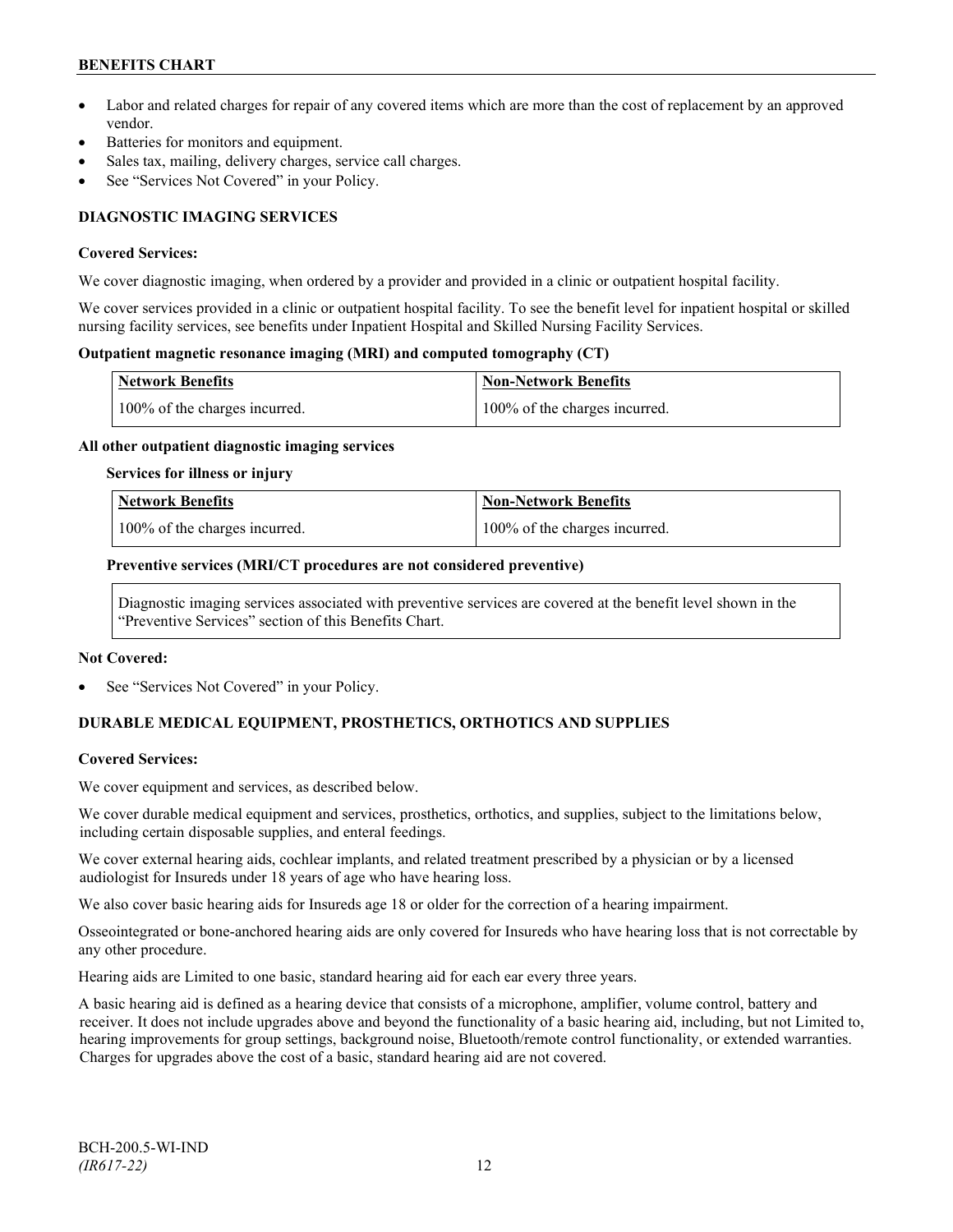- Labor and related charges for repair of any covered items which are more than the cost of replacement by an approved vendor.
- Batteries for monitors and equipment.
- Sales tax, mailing, delivery charges, service call charges.
- See "Services Not Covered" in your Policy.

## DIAGNOSTIC IMAGING SERVICES

**Covered Services:**

We cover diagnostic imaging, when ordered by a provider and provided in a clinic or outpatient hospital facility.

We cover services provided in a clinic or outpatient hospital facility. To see the benefit level for inpatient hospital or skilled nursing facility services, see benefits under Inpatient Hospital and Skilled Nursing Facility Services.

**Outpatient magnetic resonance imaging (MRI) and computed tomography (CT)**

| Network Benefits | Non-Network Benefits |
|---|---|
| 100% of the charges incurred. | 100% of the charges incurred. |

**All other outpatient diagnostic imaging services**

**Services for illness or injury**

| Network Benefits | Non-Network Benefits |
|---|---|
| 100% of the charges incurred. | 100% of the charges incurred. |

**Preventive services (MRI/CT procedures are not considered preventive)**

Diagnostic imaging services associated with preventive services are covered at the benefit level shown in the "Preventive Services" section of this Benefits Chart.

**Not Covered:**

- See "Services Not Covered" in your Policy.

## DURABLE MEDICAL EQUIPMENT, PROSTHETICS, ORTHOTICS AND SUPPLIES

**Covered Services:**

We cover equipment and services, as described below.

We cover durable medical equipment and services, prosthetics, orthotics, and supplies, subject to the limitations below, including certain disposable supplies, and enteral feedings.

We cover external hearing aids, cochlear implants, and related treatment prescribed by a physician or by a licensed audiologist for Insureds under 18 years of age who have hearing loss.

We also cover basic hearing aids for Insureds age 18 or older for the correction of a hearing impairment.

Osseointegrated or bone-anchored hearing aids are only covered for Insureds who have hearing loss that is not correctable by any other procedure.

Hearing aids are Limited to one basic, standard hearing aid for each ear every three years.

A basic hearing aid is defined as a hearing device that consists of a microphone, amplifier, volume control, battery and receiver. It does not include upgrades above and beyond the functionality of a basic hearing aid, including, but not Limited to, hearing improvements for group settings, background noise, Bluetooth/remote control functionality, or extended warranties. Charges for upgrades above the cost of a basic, standard hearing aid are not covered.

BCH-200.5-WI-IND
*(IR617-22)*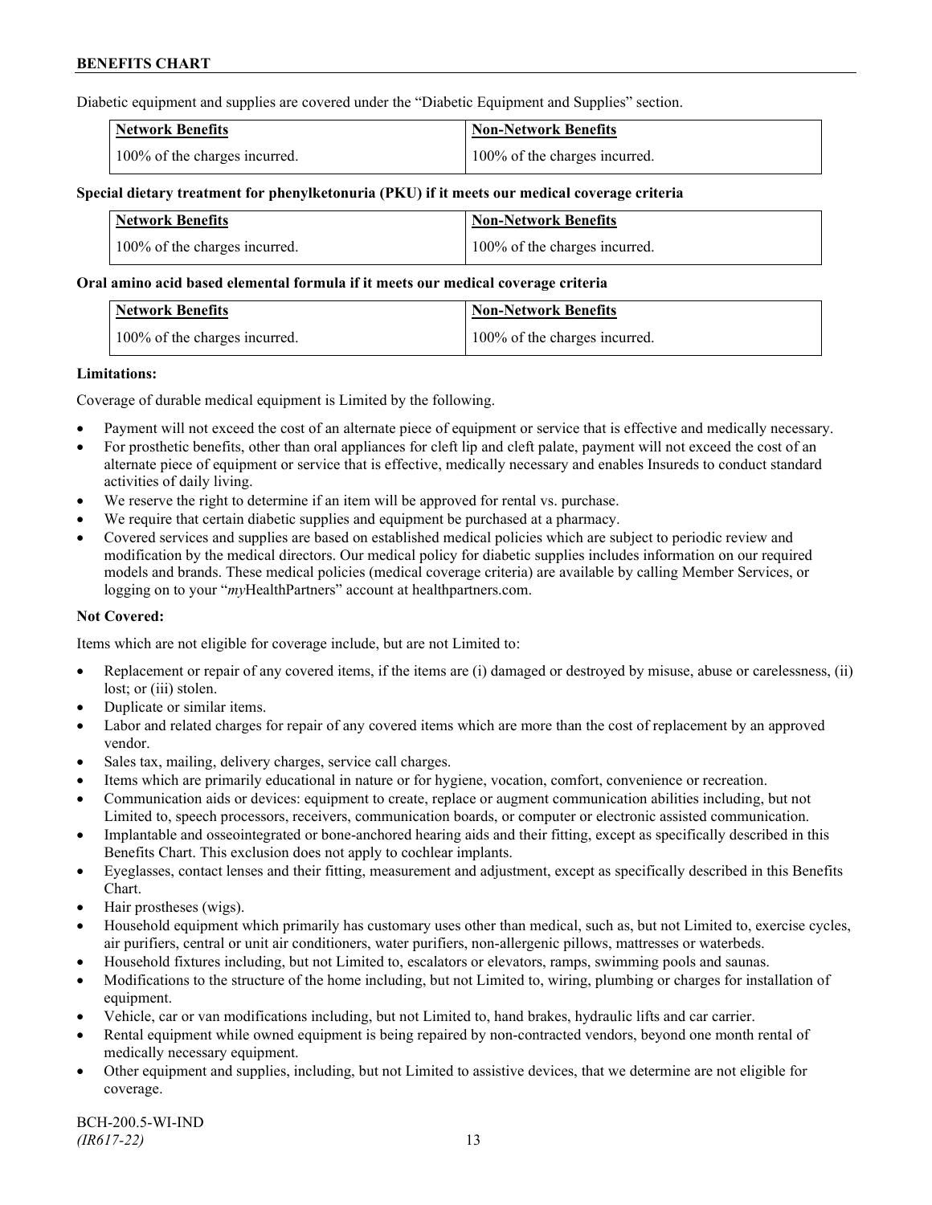Diabetic equipment and supplies are covered under the "Diabetic Equipment and Supplies" section.

| Network Benefits | Non-Network Benefits |
| --- | --- |
| 100% of the charges incurred. | 100% of the charges incurred. |

**Special dietary treatment for phenylketonuria (PKU) if it meets our medical coverage criteria**

| Network Benefits | Non-Network Benefits |
| --- | --- |
| 100% of the charges incurred. | 100% of the charges incurred. |

**Oral amino acid based elemental formula if it meets our medical coverage criteria**

| Network Benefits | Non-Network Benefits |
| --- | --- |
| 100% of the charges incurred. | 100% of the charges incurred. |

**Limitations:**

Coverage of durable medical equipment is Limited by the following.

- Payment will not exceed the cost of an alternate piece of equipment or service that is effective and medically necessary.
- For prosthetic benefits, other than oral appliances for cleft lip and cleft palate, payment will not exceed the cost of an alternate piece of equipment or service that is effective, medically necessary and enables Insureds to conduct standard activities of daily living.
- We reserve the right to determine if an item will be approved for rental vs. purchase.
- We require that certain diabetic supplies and equipment be purchased at a pharmacy.
- Covered services and supplies are based on established medical policies which are subject to periodic review and modification by the medical directors. Our medical policy for diabetic supplies includes information on our required models and brands. These medical policies (medical coverage criteria) are available by calling Member Services, or logging on to your "*my*HealthPartners" account at healthpartners.com.

**Not Covered:**

Items which are not eligible for coverage include, but are not Limited to:

- Replacement or repair of any covered items, if the items are (i) damaged or destroyed by misuse, abuse or carelessness, (ii) lost; or (iii) stolen.
- Duplicate or similar items.
- Labor and related charges for repair of any covered items which are more than the cost of replacement by an approved vendor.
- Sales tax, mailing, delivery charges, service call charges.
- Items which are primarily educational in nature or for hygiene, vocation, comfort, convenience or recreation.
- Communication aids or devices: equipment to create, replace or augment communication abilities including, but not Limited to, speech processors, receivers, communication boards, or computer or electronic assisted communication.
- Implantable and osseointegrated or bone-anchored hearing aids and their fitting, except as specifically described in this Benefits Chart. This exclusion does not apply to cochlear implants.
- Eyeglasses, contact lenses and their fitting, measurement and adjustment, except as specifically described in this Benefits Chart.
- Hair prostheses (wigs).
- Household equipment which primarily has customary uses other than medical, such as, but not Limited to, exercise cycles, air purifiers, central or unit air conditioners, water purifiers, non-allergenic pillows, mattresses or waterbeds.
- Household fixtures including, but not Limited to, escalators or elevators, ramps, swimming pools and saunas.
- Modifications to the structure of the home including, but not Limited to, wiring, plumbing or charges for installation of equipment.
- Vehicle, car or van modifications including, but not Limited to, hand brakes, hydraulic lifts and car carrier.
- Rental equipment while owned equipment is being repaired by non-contracted vendors, beyond one month rental of medically necessary equipment.
- Other equipment and supplies, including, but not Limited to assistive devices, that we determine are not eligible for coverage.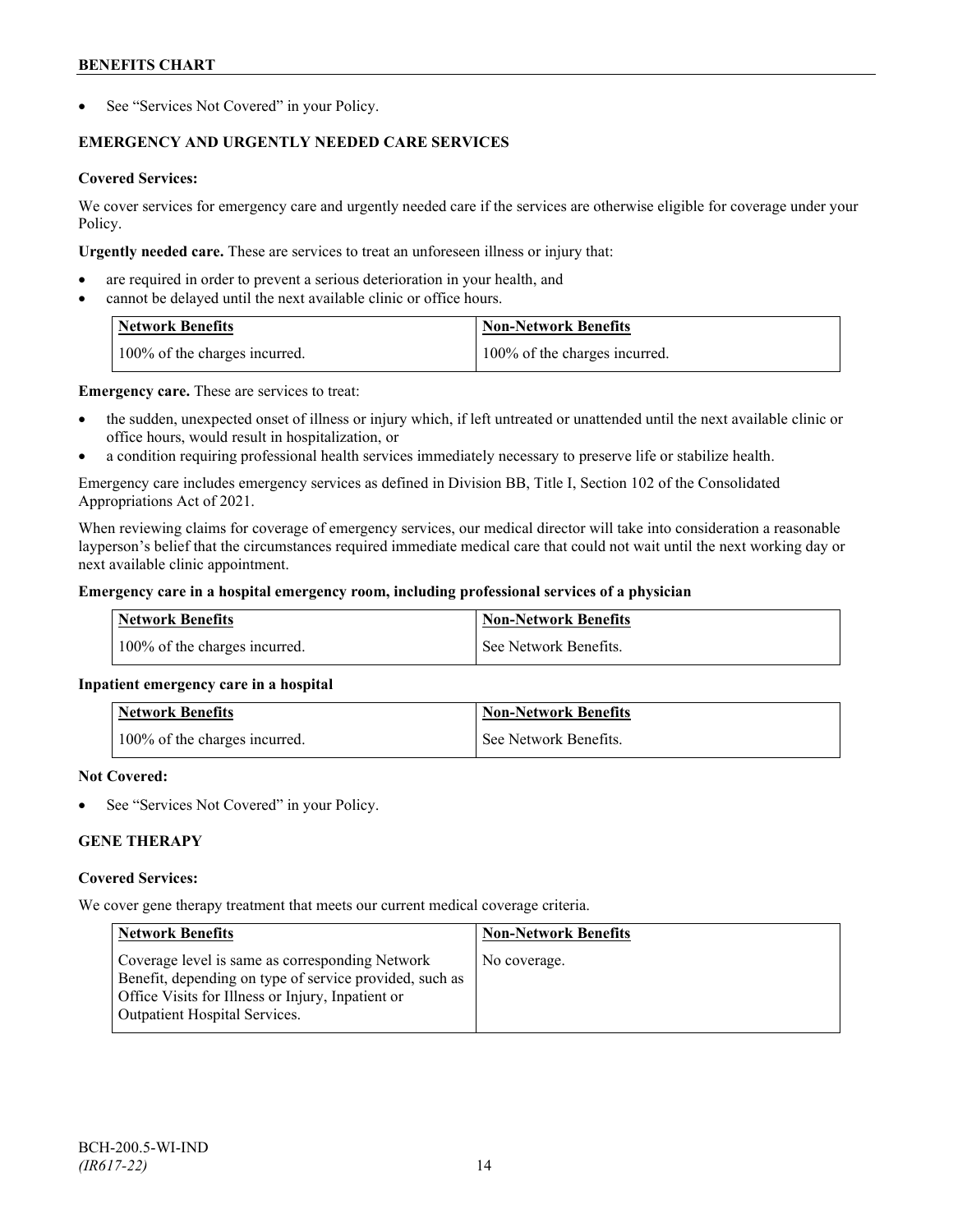- See "Services Not Covered" in your Policy.

**EMERGENCY AND URGENTLY NEEDED CARE SERVICES**

**Covered Services:**

We cover services for emergency care and urgently needed care if the services are otherwise eligible for coverage under your Policy.

**Urgently needed care.** These are services to treat an unforeseen illness or injury that:

- are required in order to prevent a serious deterioration in your health, and
- cannot be delayed until the next available clinic or office hours.

| Network Benefits | Non-Network Benefits |
|---|---|
| 100% of the charges incurred. | 100% of the charges incurred. |

**Emergency care.** These are services to treat:

- the sudden, unexpected onset of illness or injury which, if left untreated or unattended until the next available clinic or office hours, would result in hospitalization, or
- a condition requiring professional health services immediately necessary to preserve life or stabilize health.

Emergency care includes emergency services as defined in Division BB, Title I, Section 102 of the Consolidated Appropriations Act of 2021.

When reviewing claims for coverage of emergency services, our medical director will take into consideration a reasonable layperson's belief that the circumstances required immediate medical care that could not wait until the next working day or next available clinic appointment.

**Emergency care in a hospital emergency room, including professional services of a physician**

| Network Benefits | Non-Network Benefits |
|---|---|
| 100% of the charges incurred. | See Network Benefits. |

**Inpatient emergency care in a hospital**

| Network Benefits | Non-Network Benefits |
|---|---|
| 100% of the charges incurred. | See Network Benefits. |

**Not Covered:**

- See "Services Not Covered" in your Policy.

**GENE THERAPY**

**Covered Services:**

We cover gene therapy treatment that meets our current medical coverage criteria.

| Network Benefits | Non-Network Benefits |
|---|---|
| Coverage level is same as corresponding Network Benefit, depending on type of service provided, such as Office Visits for Illness or Injury, Inpatient or Outpatient Hospital Services. | No coverage. |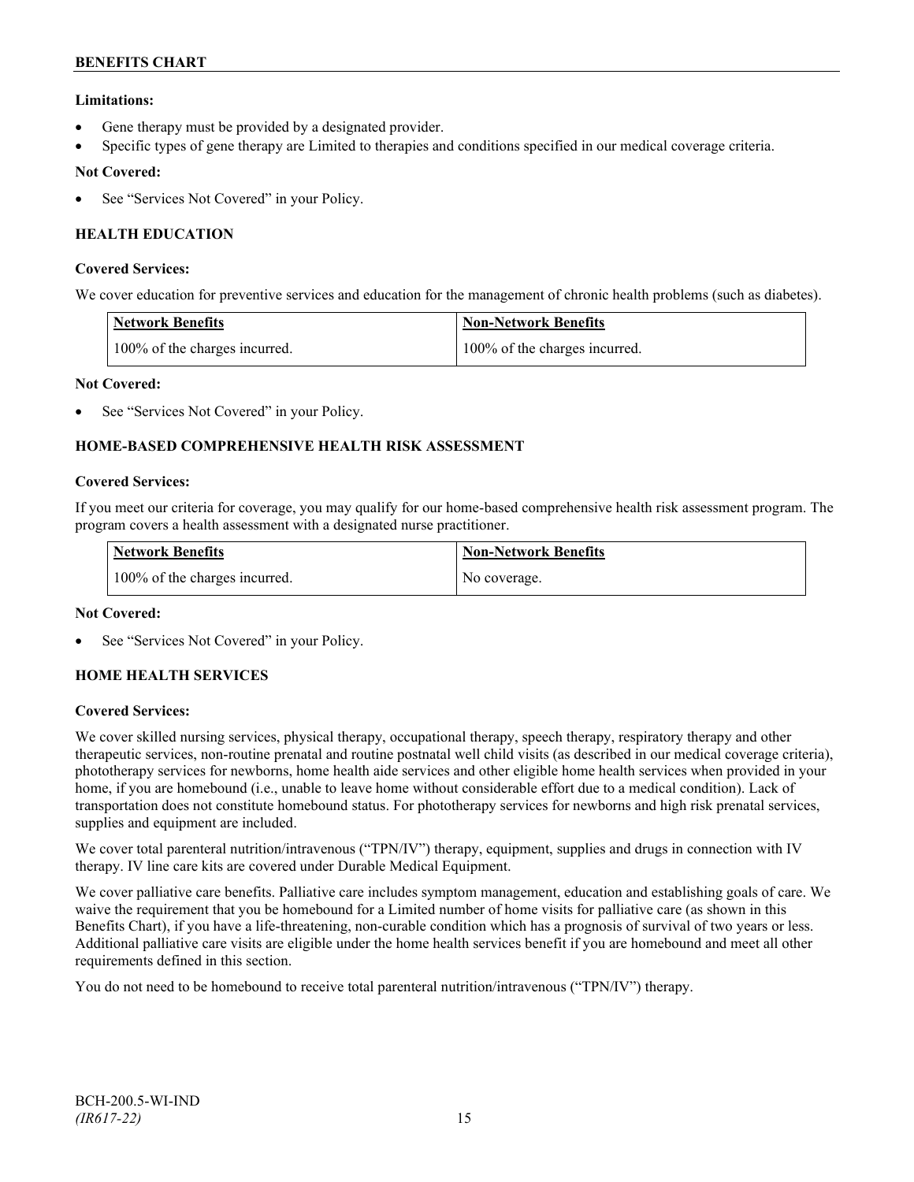**Limitations:**

- Gene therapy must be provided by a designated provider.
- Specific types of gene therapy are Limited to therapies and conditions specified in our medical coverage criteria.

**Not Covered:**

- See "Services Not Covered" in your Policy.

### HEALTH EDUCATION

**Covered Services:**

We cover education for preventive services and education for the management of chronic health problems (such as diabetes).

| Network Benefits | Non-Network Benefits |
|---|---|
| 100% of the charges incurred. | 100% of the charges incurred. |

**Not Covered:**

- See "Services Not Covered" in your Policy.

### HOME-BASED COMPREHENSIVE HEALTH RISK ASSESSMENT

**Covered Services:**

If you meet our criteria for coverage, you may qualify for our home-based comprehensive health risk assessment program. The program covers a health assessment with a designated nurse practitioner.

| Network Benefits | Non-Network Benefits |
|---|---|
| 100% of the charges incurred. | No coverage. |

**Not Covered:**

- See "Services Not Covered" in your Policy.

### HOME HEALTH SERVICES

**Covered Services:**

We cover skilled nursing services, physical therapy, occupational therapy, speech therapy, respiratory therapy and other therapeutic services, non-routine prenatal and routine postnatal well child visits (as described in our medical coverage criteria), phototherapy services for newborns, home health aide services and other eligible home health services when provided in your home, if you are homebound (i.e., unable to leave home without considerable effort due to a medical condition). Lack of transportation does not constitute homebound status. For phototherapy services for newborns and high risk prenatal services, supplies and equipment are included.

We cover total parenteral nutrition/intravenous ("TPN/IV") therapy, equipment, supplies and drugs in connection with IV therapy. IV line care kits are covered under Durable Medical Equipment.

We cover palliative care benefits. Palliative care includes symptom management, education and establishing goals of care. We waive the requirement that you be homebound for a Limited number of home visits for palliative care (as shown in this Benefits Chart), if you have a life-threatening, non-curable condition which has a prognosis of survival of two years or less. Additional palliative care visits are eligible under the home health services benefit if you are homebound and meet all other requirements defined in this section.

You do not need to be homebound to receive total parenteral nutrition/intravenous ("TPN/IV") therapy.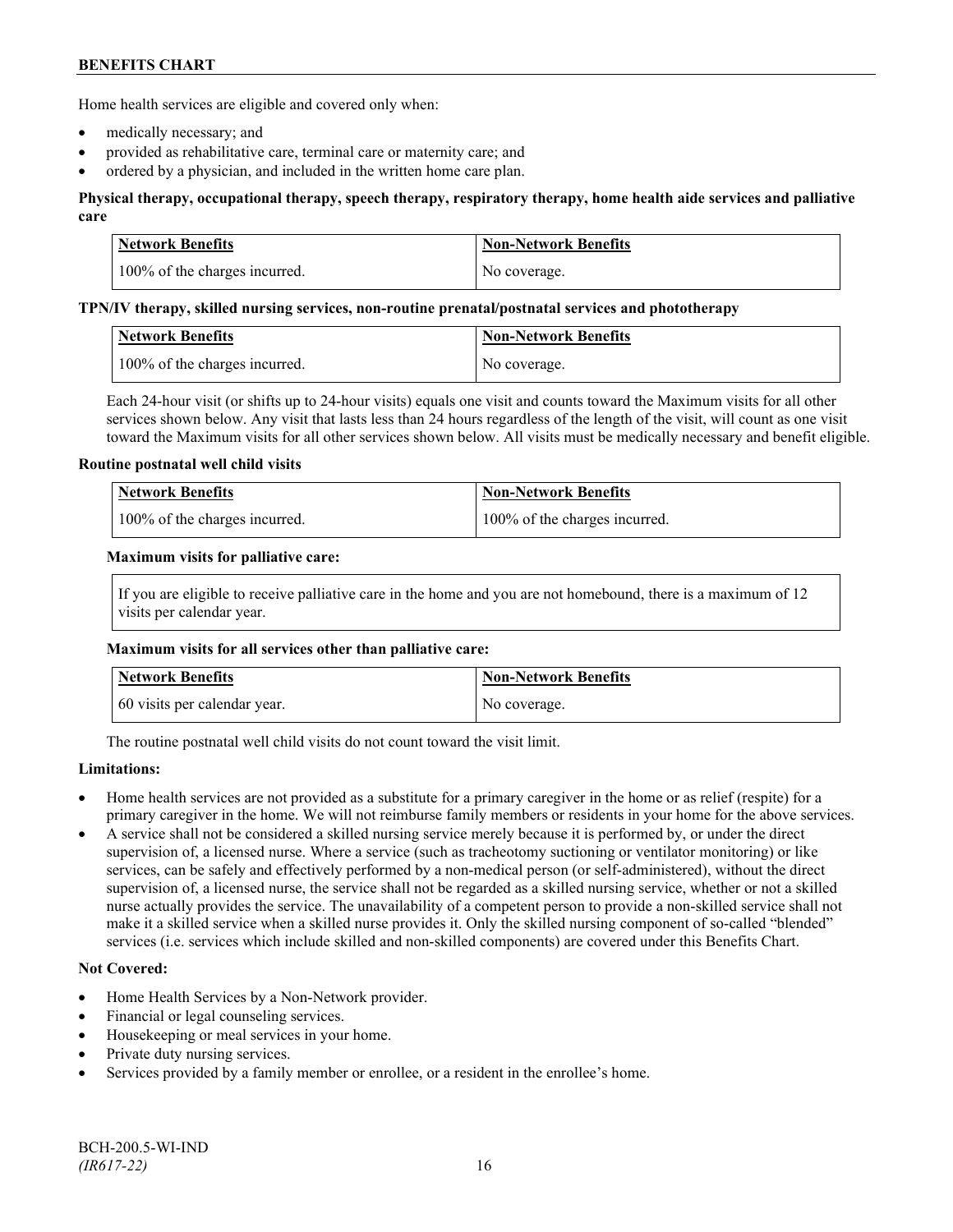Home health services are eligible and covered only when:

- medically necessary; and
- provided as rehabilitative care, terminal care or maternity care; and
- ordered by a physician, and included in the written home care plan.

**Physical therapy, occupational therapy, speech therapy, respiratory therapy, home health aide services and palliative care**

| Network Benefits | Non-Network Benefits |
|---|---|
| 100% of the charges incurred. | No coverage. |

**TPN/IV therapy, skilled nursing services, non-routine prenatal/postnatal services and phototherapy**

| Network Benefits | Non-Network Benefits |
|---|---|
| 100% of the charges incurred. | No coverage. |

Each 24-hour visit (or shifts up to 24-hour visits) equals one visit and counts toward the Maximum visits for all other services shown below. Any visit that lasts less than 24 hours regardless of the length of the visit, will count as one visit toward the Maximum visits for all other services shown below. All visits must be medically necessary and benefit eligible.

**Routine postnatal well child visits**

| Network Benefits | Non-Network Benefits |
|---|---|
| 100% of the charges incurred. | 100% of the charges incurred. |

**Maximum visits for palliative care:**

If you are eligible to receive palliative care in the home and you are not homebound, there is a maximum of 12 visits per calendar year.

**Maximum visits for all services other than palliative care:**

| Network Benefits | Non-Network Benefits |
|---|---|
| 60 visits per calendar year. | No coverage. |

The routine postnatal well child visits do not count toward the visit limit.

**Limitations:**

- Home health services are not provided as a substitute for a primary caregiver in the home or as relief (respite) for a primary caregiver in the home. We will not reimburse family members or residents in your home for the above services.
- A service shall not be considered a skilled nursing service merely because it is performed by, or under the direct supervision of, a licensed nurse. Where a service (such as tracheotomy suctioning or ventilator monitoring) or like services, can be safely and effectively performed by a non-medical person (or self-administered), without the direct supervision of, a licensed nurse, the service shall not be regarded as a skilled nursing service, whether or not a skilled nurse actually provides the service. The unavailability of a competent person to provide a non-skilled service shall not make it a skilled service when a skilled nurse provides it. Only the skilled nursing component of so-called "blended" services (i.e. services which include skilled and non-skilled components) are covered under this Benefits Chart.

**Not Covered:**

- Home Health Services by a Non-Network provider.
- Financial or legal counseling services.
- Housekeeping or meal services in your home.
- Private duty nursing services.
- Services provided by a family member or enrollee, or a resident in the enrollee's home.

BCH-200.5-WI-IND
*(IR617-22)*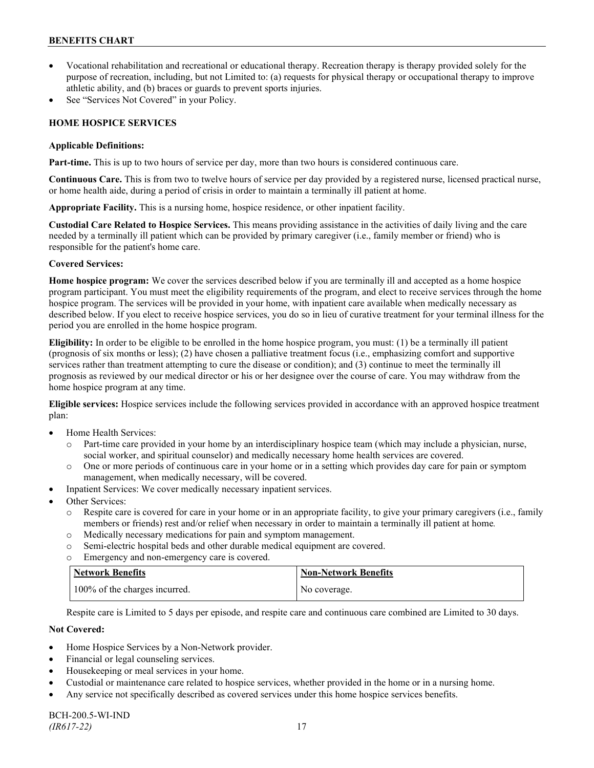- Vocational rehabilitation and recreational or educational therapy. Recreation therapy is therapy provided solely for the purpose of recreation, including, but not Limited to: (a) requests for physical therapy or occupational therapy to improve athletic ability, and (b) braces or guards to prevent sports injuries.
- See "Services Not Covered" in your Policy.

## HOME HOSPICE SERVICES

**Applicable Definitions:**

**Part-time.** This is up to two hours of service per day, more than two hours is considered continuous care.

**Continuous Care.** This is from two to twelve hours of service per day provided by a registered nurse, licensed practical nurse, or home health aide, during a period of crisis in order to maintain a terminally ill patient at home.

**Appropriate Facility.** This is a nursing home, hospice residence, or other inpatient facility.

**Custodial Care Related to Hospice Services.** This means providing assistance in the activities of daily living and the care needed by a terminally ill patient which can be provided by primary caregiver (i.e., family member or friend) who is responsible for the patient's home care.

**Covered Services:**

**Home hospice program:** We cover the services described below if you are terminally ill and accepted as a home hospice program participant. You must meet the eligibility requirements of the program, and elect to receive services through the home hospice program. The services will be provided in your home, with inpatient care available when medically necessary as described below. If you elect to receive hospice services, you do so in lieu of curative treatment for your terminal illness for the period you are enrolled in the home hospice program.

**Eligibility:** In order to be eligible to be enrolled in the home hospice program, you must: (1) be a terminally ill patient (prognosis of six months or less); (2) have chosen a palliative treatment focus (i.e., emphasizing comfort and supportive services rather than treatment attempting to cure the disease or condition); and (3) continue to meet the terminally ill prognosis as reviewed by our medical director or his or her designee over the course of care. You may withdraw from the home hospice program at any time.

**Eligible services:** Hospice services include the following services provided in accordance with an approved hospice treatment plan:

- Home Health Services:
  - Part-time care provided in your home by an interdisciplinary hospice team (which may include a physician, nurse, social worker, and spiritual counselor) and medically necessary home health services are covered.
  - One or more periods of continuous care in your home or in a setting which provides day care for pain or symptom management, when medically necessary, will be covered.
- Inpatient Services: We cover medically necessary inpatient services.
- Other Services:
  - Respite care is covered for care in your home or in an appropriate facility, to give your primary caregivers (i.e., family members or friends) rest and/or relief when necessary in order to maintain a terminally ill patient at home.
  - Medically necessary medications for pain and symptom management.
  - Semi-electric hospital beds and other durable medical equipment are covered.
  - Emergency and non-emergency care is covered.

| Network Benefits | Non-Network Benefits |
| --- | --- |
| 100% of the charges incurred. | No coverage. |

Respite care is Limited to 5 days per episode, and respite care and continuous care combined are Limited to 30 days.

**Not Covered:**

- Home Hospice Services by a Non-Network provider.
- Financial or legal counseling services.
- Housekeeping or meal services in your home.
- Custodial or maintenance care related to hospice services, whether provided in the home or in a nursing home.
- Any service not specifically described as covered services under this home hospice services benefits.

BCH-200.5-WI-IND
*(IR617-22)*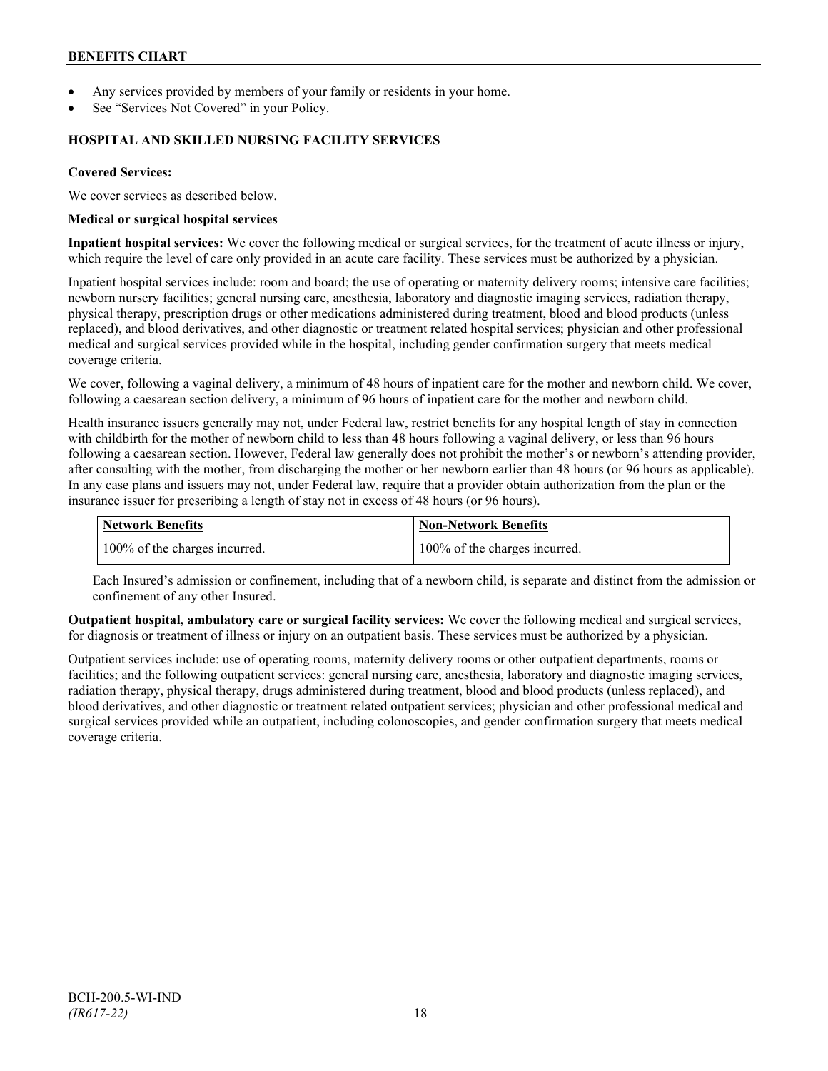- Any services provided by members of your family or residents in your home.
- See "Services Not Covered" in your Policy.

## HOSPITAL AND SKILLED NURSING FACILITY SERVICES

**Covered Services:**

We cover services as described below.

**Medical or surgical hospital services**

**Inpatient hospital services:** We cover the following medical or surgical services, for the treatment of acute illness or injury, which require the level of care only provided in an acute care facility. These services must be authorized by a physician.

Inpatient hospital services include: room and board; the use of operating or maternity delivery rooms; intensive care facilities; newborn nursery facilities; general nursing care, anesthesia, laboratory and diagnostic imaging services, radiation therapy, physical therapy, prescription drugs or other medications administered during treatment, blood and blood products (unless replaced), and blood derivatives, and other diagnostic or treatment related hospital services; physician and other professional medical and surgical services provided while in the hospital, including gender confirmation surgery that meets medical coverage criteria.

We cover, following a vaginal delivery, a minimum of 48 hours of inpatient care for the mother and newborn child. We cover, following a caesarean section delivery, a minimum of 96 hours of inpatient care for the mother and newborn child.

Health insurance issuers generally may not, under Federal law, restrict benefits for any hospital length of stay in connection with childbirth for the mother of newborn child to less than 48 hours following a vaginal delivery, or less than 96 hours following a caesarean section. However, Federal law generally does not prohibit the mother's or newborn's attending provider, after consulting with the mother, from discharging the mother or her newborn earlier than 48 hours (or 96 hours as applicable). In any case plans and issuers may not, under Federal law, require that a provider obtain authorization from the plan or the insurance issuer for prescribing a length of stay not in excess of 48 hours (or 96 hours).

| Network Benefits | Non-Network Benefits |
|---|---|
| 100% of the charges incurred. | 100% of the charges incurred. |

Each Insured's admission or confinement, including that of a newborn child, is separate and distinct from the admission or confinement of any other Insured.

**Outpatient hospital, ambulatory care or surgical facility services:** We cover the following medical and surgical services, for diagnosis or treatment of illness or injury on an outpatient basis. These services must be authorized by a physician.

Outpatient services include: use of operating rooms, maternity delivery rooms or other outpatient departments, rooms or facilities; and the following outpatient services: general nursing care, anesthesia, laboratory and diagnostic imaging services, radiation therapy, physical therapy, drugs administered during treatment, blood and blood products (unless replaced), and blood derivatives, and other diagnostic or treatment related outpatient services; physician and other professional medical and surgical services provided while an outpatient, including colonoscopies, and gender confirmation surgery that meets medical coverage criteria.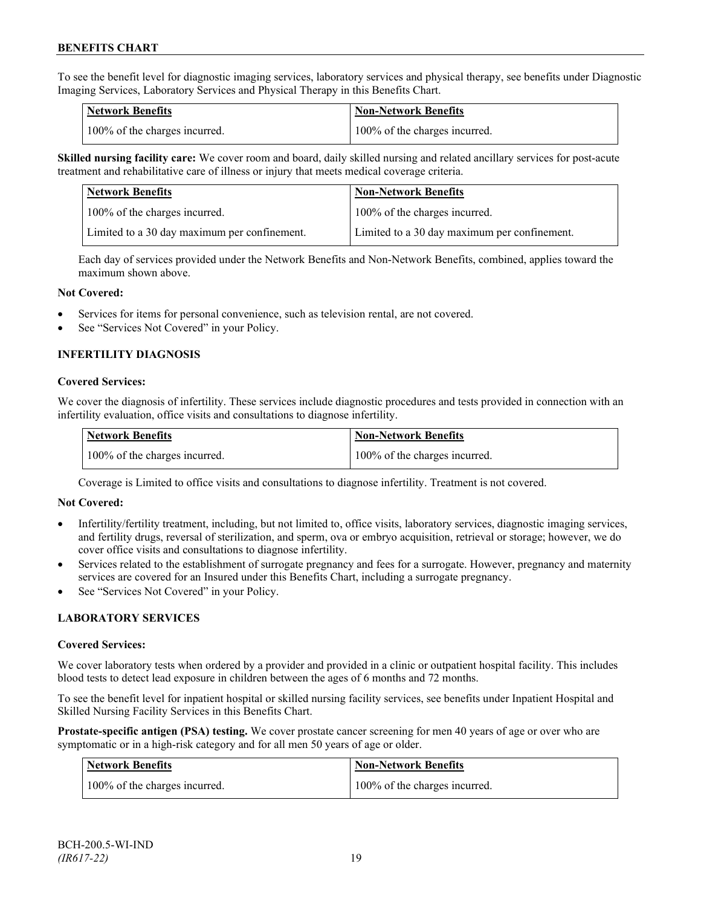To see the benefit level for diagnostic imaging services, laboratory services and physical therapy, see benefits under Diagnostic Imaging Services, Laboratory Services and Physical Therapy in this Benefits Chart.

| Network Benefits | Non-Network Benefits |
|---|---|
| 100% of the charges incurred. | 100% of the charges incurred. |

**Skilled nursing facility care:** We cover room and board, daily skilled nursing and related ancillary services for post-acute treatment and rehabilitative care of illness or injury that meets medical coverage criteria.

| Network Benefits | Non-Network Benefits |
|---|---|
| 100% of the charges incurred. | 100% of the charges incurred. |
| Limited to a 30 day maximum per confinement. | Limited to a 30 day maximum per confinement. |

Each day of services provided under the Network Benefits and Non-Network Benefits, combined, applies toward the maximum shown above.

**Not Covered:**

- Services for items for personal convenience, such as television rental, are not covered.
- See "Services Not Covered" in your Policy.

### INFERTILITY DIAGNOSIS

**Covered Services:**

We cover the diagnosis of infertility. These services include diagnostic procedures and tests provided in connection with an infertility evaluation, office visits and consultations to diagnose infertility.

| Network Benefits | Non-Network Benefits |
|---|---|
| 100% of the charges incurred. | 100% of the charges incurred. |

Coverage is Limited to office visits and consultations to diagnose infertility. Treatment is not covered.

**Not Covered:**

- Infertility/fertility treatment, including, but not limited to, office visits, laboratory services, diagnostic imaging services, and fertility drugs, reversal of sterilization, and sperm, ova or embryo acquisition, retrieval or storage; however, we do cover office visits and consultations to diagnose infertility.
- Services related to the establishment of surrogate pregnancy and fees for a surrogate. However, pregnancy and maternity services are covered for an Insured under this Benefits Chart, including a surrogate pregnancy.
- See "Services Not Covered" in your Policy.

### LABORATORY SERVICES

**Covered Services:**

We cover laboratory tests when ordered by a provider and provided in a clinic or outpatient hospital facility. This includes blood tests to detect lead exposure in children between the ages of 6 months and 72 months.

To see the benefit level for inpatient hospital or skilled nursing facility services, see benefits under Inpatient Hospital and Skilled Nursing Facility Services in this Benefits Chart.

**Prostate-specific antigen (PSA) testing.** We cover prostate cancer screening for men 40 years of age or over who are symptomatic or in a high-risk category and for all men 50 years of age or older.

| Network Benefits | Non-Network Benefits |
|---|---|
| 100% of the charges incurred. | 100% of the charges incurred. |

BCH-200.5-WI-IND
*(IR617-22)*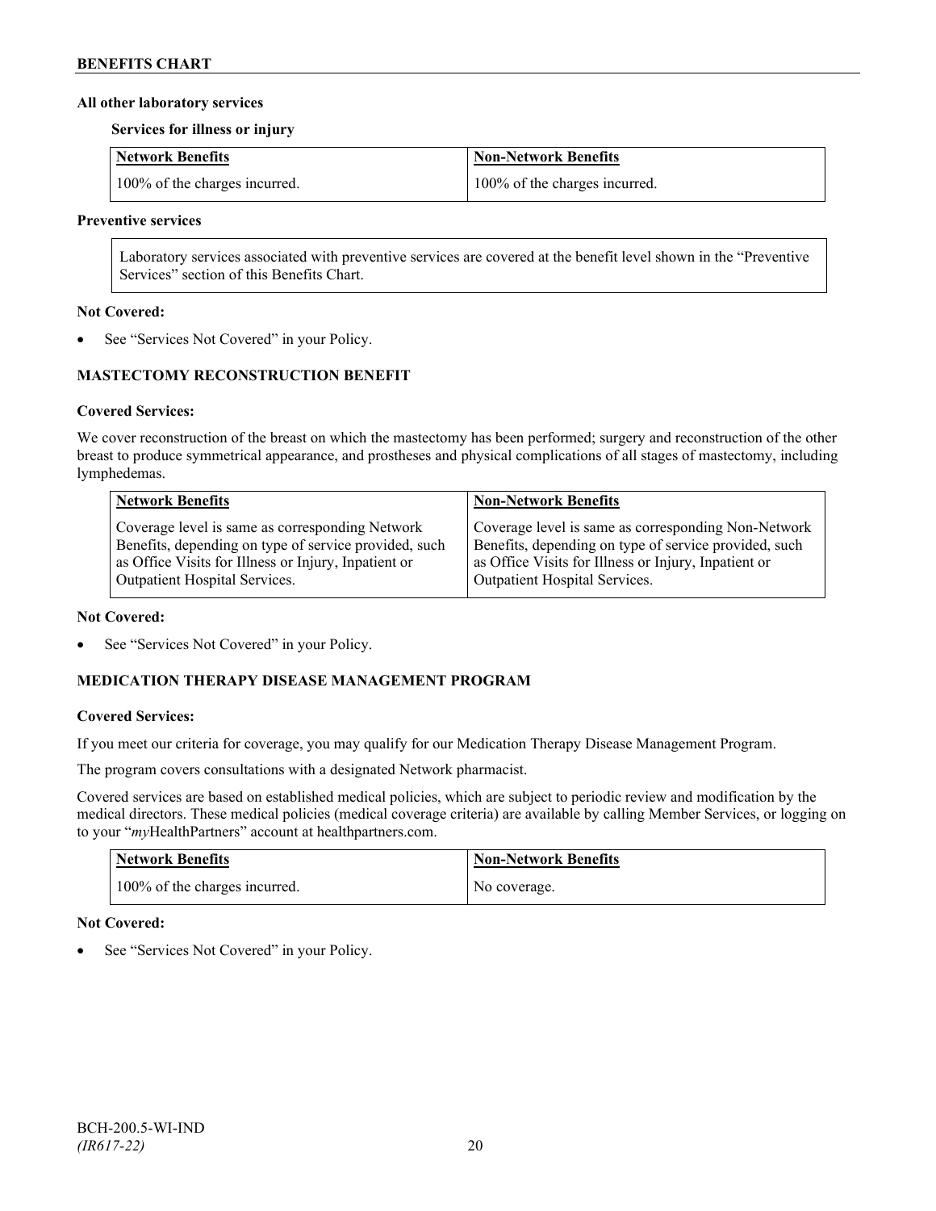**All other laboratory services**

**Services for illness or injury**

| Network Benefits | Non-Network Benefits |
|---|---|
| 100% of the charges incurred. | 100% of the charges incurred. |

**Preventive services**

Laboratory services associated with preventive services are covered at the benefit level shown in the "Preventive Services" section of this Benefits Chart.

**Not Covered:**

- See "Services Not Covered" in your Policy.

## MASTECTOMY RECONSTRUCTION BENEFIT

**Covered Services:**

We cover reconstruction of the breast on which the mastectomy has been performed; surgery and reconstruction of the other breast to produce symmetrical appearance, and prostheses and physical complications of all stages of mastectomy, including lymphedemas.

| Network Benefits | Non-Network Benefits |
|---|---|
| Coverage level is same as corresponding Network Benefits, depending on type of service provided, such as Office Visits for Illness or Injury, Inpatient or Outpatient Hospital Services. | Coverage level is same as corresponding Non-Network Benefits, depending on type of service provided, such as Office Visits for Illness or Injury, Inpatient or Outpatient Hospital Services. |

**Not Covered:**

- See "Services Not Covered" in your Policy.

## MEDICATION THERAPY DISEASE MANAGEMENT PROGRAM

**Covered Services:**

If you meet our criteria for coverage, you may qualify for our Medication Therapy Disease Management Program.

The program covers consultations with a designated Network pharmacist.

Covered services are based on established medical policies, which are subject to periodic review and modification by the medical directors. These medical policies (medical coverage criteria) are available by calling Member Services, or logging on to your "*my*HealthPartners" account at healthpartners.com.

| Network Benefits | Non-Network Benefits |
|---|---|
| 100% of the charges incurred. | No coverage. |

**Not Covered:**

- See "Services Not Covered" in your Policy.

BCH-200.5-WI-IND
*(IR617-22)*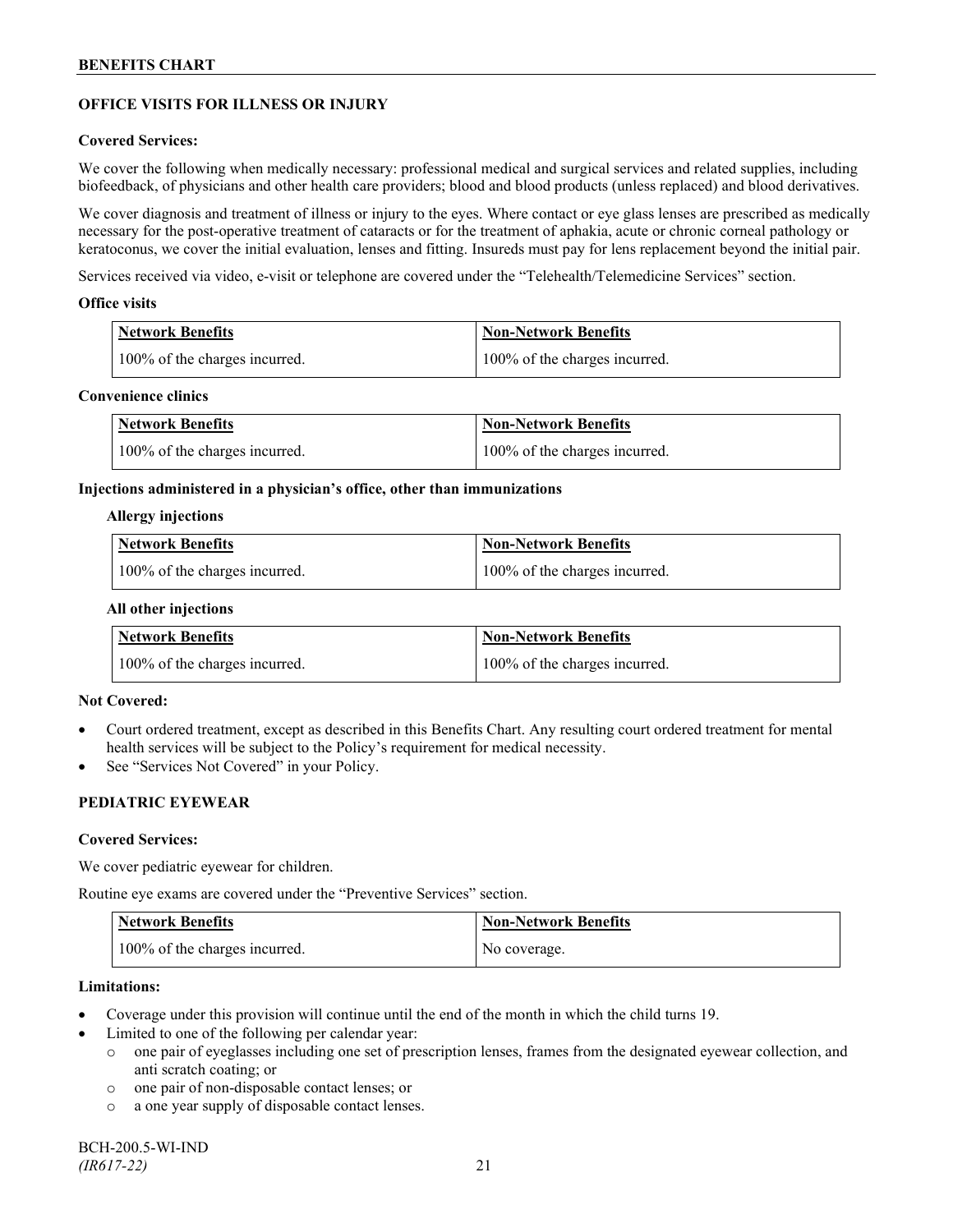## OFFICE VISITS FOR ILLNESS OR INJURY

### Covered Services:

We cover the following when medically necessary: professional medical and surgical services and related supplies, including biofeedback, of physicians and other health care providers; blood and blood products (unless replaced) and blood derivatives.

We cover diagnosis and treatment of illness or injury to the eyes. Where contact or eye glass lenses are prescribed as medically necessary for the post-operative treatment of cataracts or for the treatment of aphakia, acute or chronic corneal pathology or keratoconus, we cover the initial evaluation, lenses and fitting. Insureds must pay for lens replacement beyond the initial pair.

Services received via video, e-visit or telephone are covered under the "Telehealth/Telemedicine Services" section.

#### Office visits

| Network Benefits | Non-Network Benefits |
|---|---|
| 100% of the charges incurred. | 100% of the charges incurred. |

#### Convenience clinics

| Network Benefits | Non-Network Benefits |
|---|---|
| 100% of the charges incurred. | 100% of the charges incurred. |

#### Injections administered in a physician's office, other than immunizations

**Allergy injections**

| Network Benefits | Non-Network Benefits |
|---|---|
| 100% of the charges incurred. | 100% of the charges incurred. |

**All other injections**

| Network Benefits | Non-Network Benefits |
|---|---|
| 100% of the charges incurred. | 100% of the charges incurred. |

### Not Covered:

- Court ordered treatment, except as described in this Benefits Chart. Any resulting court ordered treatment for mental health services will be subject to the Policy's requirement for medical necessity.
- See "Services Not Covered" in your Policy.

## PEDIATRIC EYEWEAR

### Covered Services:

We cover pediatric eyewear for children.

Routine eye exams are covered under the "Preventive Services" section.

| Network Benefits | Non-Network Benefits |
|---|---|
| 100% of the charges incurred. | No coverage. |

### Limitations:

- Coverage under this provision will continue until the end of the month in which the child turns 19.
- Limited to one of the following per calendar year:
  - one pair of eyeglasses including one set of prescription lenses, frames from the designated eyewear collection, and anti scratch coating; or
  - one pair of non-disposable contact lenses; or
  - a one year supply of disposable contact lenses.

BCH-200.5-WI-IND
*(IR617-22)*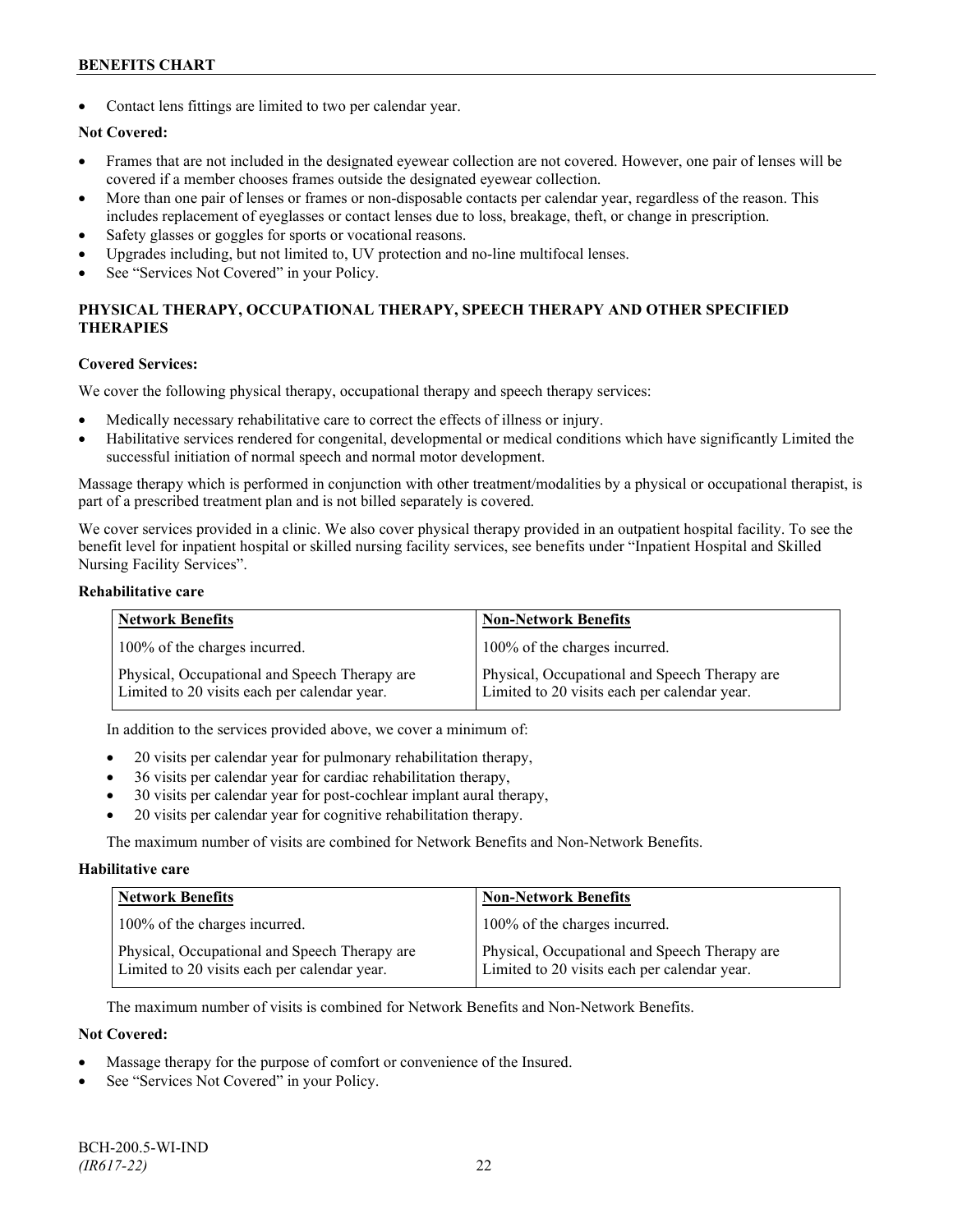- Contact lens fittings are limited to two per calendar year.

**Not Covered:**

- Frames that are not included in the designated eyewear collection are not covered. However, one pair of lenses will be covered if a member chooses frames outside the designated eyewear collection.
- More than one pair of lenses or frames or non-disposable contacts per calendar year, regardless of the reason. This includes replacement of eyeglasses or contact lenses due to loss, breakage, theft, or change in prescription.
- Safety glasses or goggles for sports or vocational reasons.
- Upgrades including, but not limited to, UV protection and no-line multifocal lenses.
- See "Services Not Covered" in your Policy.

## PHYSICAL THERAPY, OCCUPATIONAL THERAPY, SPEECH THERAPY AND OTHER SPECIFIED THERAPIES

**Covered Services:**

We cover the following physical therapy, occupational therapy and speech therapy services:

- Medically necessary rehabilitative care to correct the effects of illness or injury.
- Habilitative services rendered for congenital, developmental or medical conditions which have significantly Limited the successful initiation of normal speech and normal motor development.

Massage therapy which is performed in conjunction with other treatment/modalities by a physical or occupational therapist, is part of a prescribed treatment plan and is not billed separately is covered.

We cover services provided in a clinic. We also cover physical therapy provided in an outpatient hospital facility. To see the benefit level for inpatient hospital or skilled nursing facility services, see benefits under "Inpatient Hospital and Skilled Nursing Facility Services".

**Rehabilitative care**

| Network Benefits | Non-Network Benefits |
| --- | --- |
| 100% of the charges incurred. | 100% of the charges incurred. |
| Physical, Occupational and Speech Therapy are Limited to 20 visits each per calendar year. | Physical, Occupational and Speech Therapy are Limited to 20 visits each per calendar year. |

In addition to the services provided above, we cover a minimum of:

- 20 visits per calendar year for pulmonary rehabilitation therapy,
- 36 visits per calendar year for cardiac rehabilitation therapy,
- 30 visits per calendar year for post-cochlear implant aural therapy,
- 20 visits per calendar year for cognitive rehabilitation therapy.

The maximum number of visits are combined for Network Benefits and Non-Network Benefits.

**Habilitative care**

| Network Benefits | Non-Network Benefits |
| --- | --- |
| 100% of the charges incurred. | 100% of the charges incurred. |
| Physical, Occupational and Speech Therapy are Limited to 20 visits each per calendar year. | Physical, Occupational and Speech Therapy are Limited to 20 visits each per calendar year. |

The maximum number of visits is combined for Network Benefits and Non-Network Benefits.

**Not Covered:**

- Massage therapy for the purpose of comfort or convenience of the Insured.
- See "Services Not Covered" in your Policy.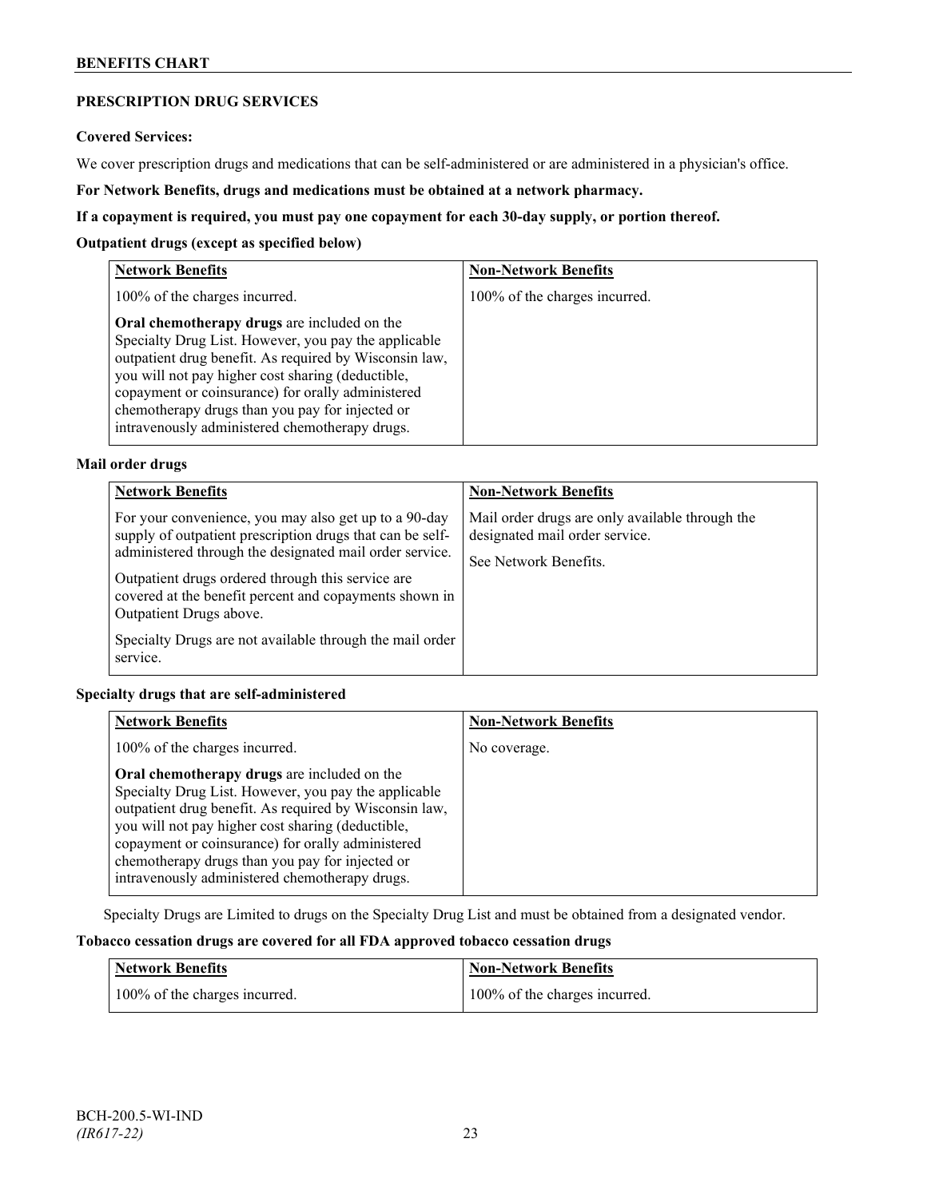## PRESCRIPTION DRUG SERVICES

**Covered Services:**

We cover prescription drugs and medications that can be self-administered or are administered in a physician's office.

**For Network Benefits, drugs and medications must be obtained at a network pharmacy.**

**If a copayment is required, you must pay one copayment for each 30-day supply, or portion thereof.**

**Outpatient drugs (except as specified below)**

| Network Benefits | Non-Network Benefits |
| --- | --- |
| 100% of the charges incurred.<br><br>**Oral chemotherapy drugs** are included on the Specialty Drug List. However, you pay the applicable outpatient drug benefit. As required by Wisconsin law, you will not pay higher cost sharing (deductible, copayment or coinsurance) for orally administered chemotherapy drugs than you pay for injected or intravenously administered chemotherapy drugs. | 100% of the charges incurred. |

**Mail order drugs**

| Network Benefits | Non-Network Benefits |
| --- | --- |
| For your convenience, you may also get up to a 90-day supply of outpatient prescription drugs that can be self-administered through the designated mail order service.<br><br>Outpatient drugs ordered through this service are covered at the benefit percent and copayments shown in Outpatient Drugs above.<br><br>Specialty Drugs are not available through the mail order service. | Mail order drugs are only available through the designated mail order service.<br><br>See Network Benefits. |

**Specialty drugs that are self-administered**

| Network Benefits | Non-Network Benefits |
| --- | --- |
| 100% of the charges incurred.<br><br>**Oral chemotherapy drugs** are included on the Specialty Drug List. However, you pay the applicable outpatient drug benefit. As required by Wisconsin law, you will not pay higher cost sharing (deductible, copayment or coinsurance) for orally administered chemotherapy drugs than you pay for injected or intravenously administered chemotherapy drugs. | No coverage. |

Specialty Drugs are Limited to drugs on the Specialty Drug List and must be obtained from a designated vendor.

**Tobacco cessation drugs are covered for all FDA approved tobacco cessation drugs**

| Network Benefits | Non-Network Benefits |
| --- | --- |
| 100% of the charges incurred. | 100% of the charges incurred. |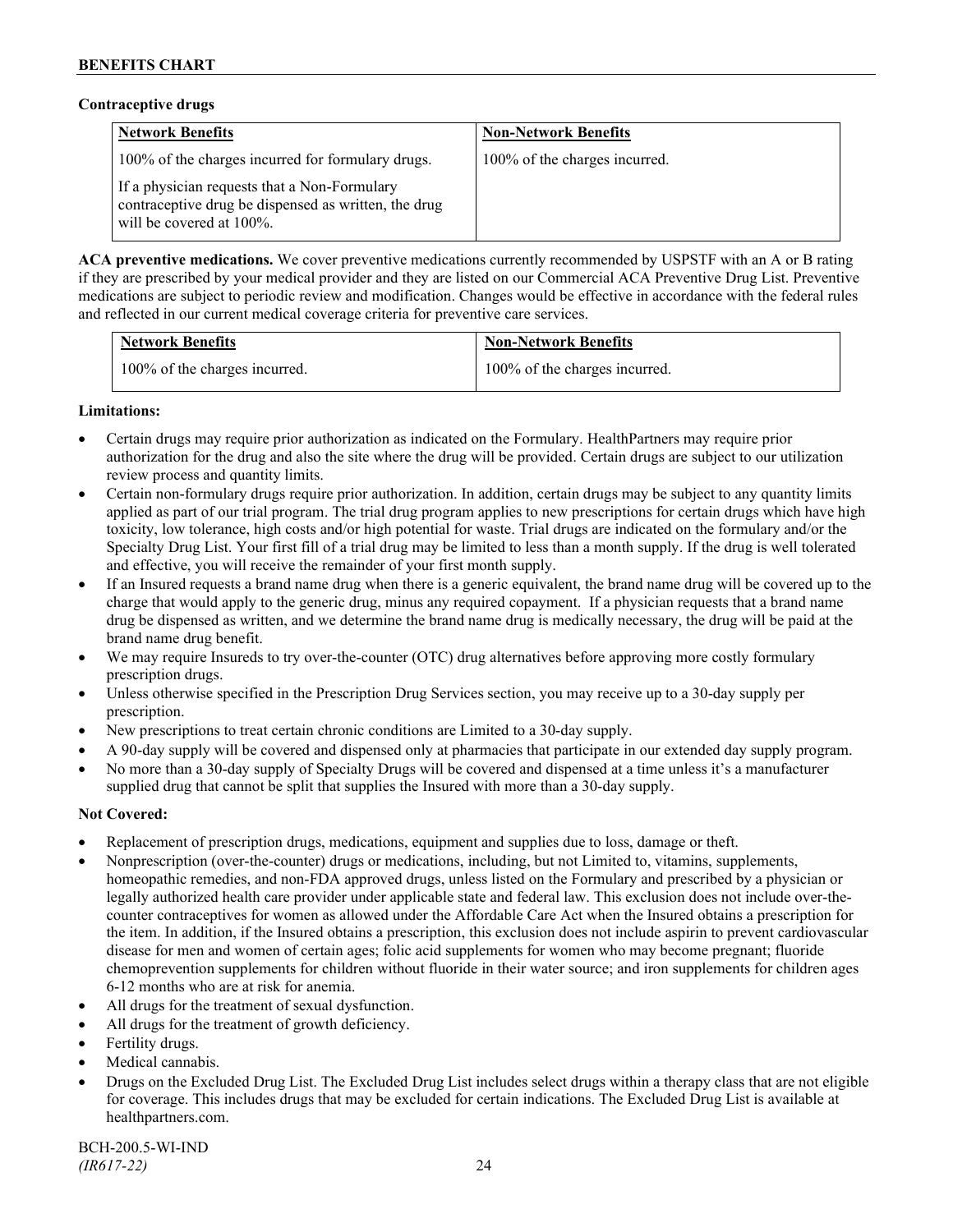**Contraceptive drugs**

| Network Benefits | Non-Network Benefits |
|---|---|
| 100% of the charges incurred for formulary drugs.<br><br>If a physician requests that a Non-Formulary contraceptive drug be dispensed as written, the drug will be covered at 100%. | 100% of the charges incurred. |

**ACA preventive medications.** We cover preventive medications currently recommended by USPSTF with an A or B rating if they are prescribed by your medical provider and they are listed on our Commercial ACA Preventive Drug List. Preventive medications are subject to periodic review and modification. Changes would be effective in accordance with the federal rules and reflected in our current medical coverage criteria for preventive care services.

| Network Benefits | Non-Network Benefits |
|---|---|
| 100% of the charges incurred. | 100% of the charges incurred. |

**Limitations:**

- Certain drugs may require prior authorization as indicated on the Formulary. HealthPartners may require prior authorization for the drug and also the site where the drug will be provided. Certain drugs are subject to our utilization review process and quantity limits.
- Certain non-formulary drugs require prior authorization. In addition, certain drugs may be subject to any quantity limits applied as part of our trial program. The trial drug program applies to new prescriptions for certain drugs which have high toxicity, low tolerance, high costs and/or high potential for waste. Trial drugs are indicated on the formulary and/or the Specialty Drug List. Your first fill of a trial drug may be limited to less than a month supply. If the drug is well tolerated and effective, you will receive the remainder of your first month supply.
- If an Insured requests a brand name drug when there is a generic equivalent, the brand name drug will be covered up to the charge that would apply to the generic drug, minus any required copayment. If a physician requests that a brand name drug be dispensed as written, and we determine the brand name drug is medically necessary, the drug will be paid at the brand name drug benefit.
- We may require Insureds to try over-the-counter (OTC) drug alternatives before approving more costly formulary prescription drugs.
- Unless otherwise specified in the Prescription Drug Services section, you may receive up to a 30-day supply per prescription.
- New prescriptions to treat certain chronic conditions are Limited to a 30-day supply.
- A 90-day supply will be covered and dispensed only at pharmacies that participate in our extended day supply program.
- No more than a 30-day supply of Specialty Drugs will be covered and dispensed at a time unless it's a manufacturer supplied drug that cannot be split that supplies the Insured with more than a 30-day supply.

**Not Covered:**

- Replacement of prescription drugs, medications, equipment and supplies due to loss, damage or theft.
- Nonprescription (over-the-counter) drugs or medications, including, but not Limited to, vitamins, supplements, homeopathic remedies, and non-FDA approved drugs, unless listed on the Formulary and prescribed by a physician or legally authorized health care provider under applicable state and federal law. This exclusion does not include over-the-counter contraceptives for women as allowed under the Affordable Care Act when the Insured obtains a prescription for the item. In addition, if the Insured obtains a prescription, this exclusion does not include aspirin to prevent cardiovascular disease for men and women of certain ages; folic acid supplements for women who may become pregnant; fluoride chemoprevention supplements for children without fluoride in their water source; and iron supplements for children ages 6-12 months who are at risk for anemia.
- All drugs for the treatment of sexual dysfunction.
- All drugs for the treatment of growth deficiency.
- Fertility drugs.
- Medical cannabis.
- Drugs on the Excluded Drug List. The Excluded Drug List includes select drugs within a therapy class that are not eligible for coverage. This includes drugs that may be excluded for certain indications. The Excluded Drug List is available at healthpartners.com.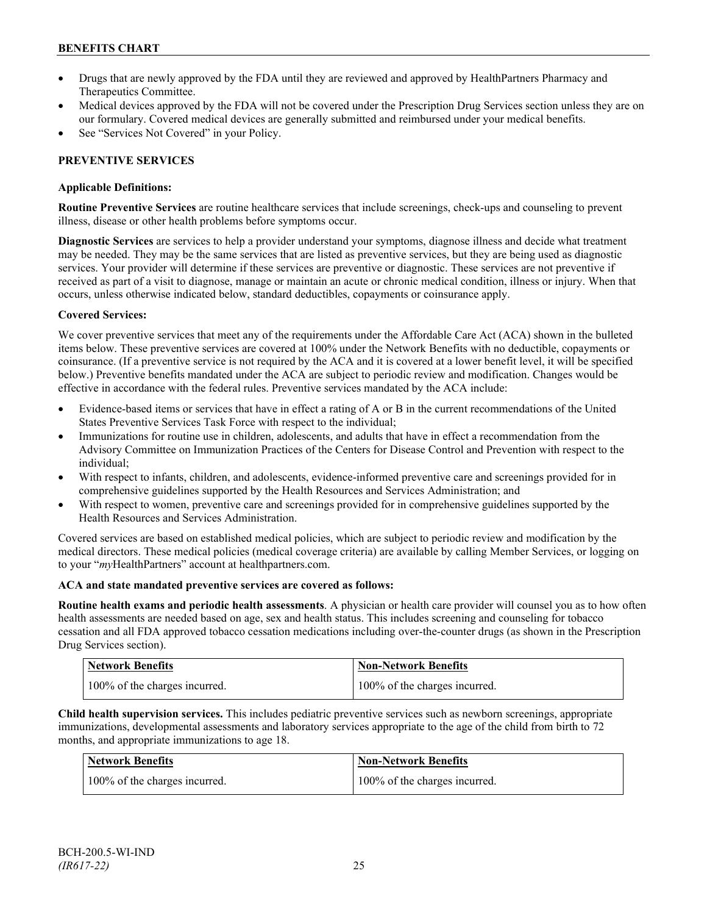- Drugs that are newly approved by the FDA until they are reviewed and approved by HealthPartners Pharmacy and Therapeutics Committee.
- Medical devices approved by the FDA will not be covered under the Prescription Drug Services section unless they are on our formulary. Covered medical devices are generally submitted and reimbursed under your medical benefits.
- See "Services Not Covered" in your Policy.

## PREVENTIVE SERVICES

### Applicable Definitions:

**Routine Preventive Services** are routine healthcare services that include screenings, check-ups and counseling to prevent illness, disease or other health problems before symptoms occur.

**Diagnostic Services** are services to help a provider understand your symptoms, diagnose illness and decide what treatment may be needed. They may be the same services that are listed as preventive services, but they are being used as diagnostic services. Your provider will determine if these services are preventive or diagnostic. These services are not preventive if received as part of a visit to diagnose, manage or maintain an acute or chronic medical condition, illness or injury. When that occurs, unless otherwise indicated below, standard deductibles, copayments or coinsurance apply.

### Covered Services:

We cover preventive services that meet any of the requirements under the Affordable Care Act (ACA) shown in the bulleted items below. These preventive services are covered at 100% under the Network Benefits with no deductible, copayments or coinsurance. (If a preventive service is not required by the ACA and it is covered at a lower benefit level, it will be specified below.) Preventive benefits mandated under the ACA are subject to periodic review and modification. Changes would be effective in accordance with the federal rules. Preventive services mandated by the ACA include:

- Evidence-based items or services that have in effect a rating of A or B in the current recommendations of the United States Preventive Services Task Force with respect to the individual;
- Immunizations for routine use in children, adolescents, and adults that have in effect a recommendation from the Advisory Committee on Immunization Practices of the Centers for Disease Control and Prevention with respect to the individual;
- With respect to infants, children, and adolescents, evidence-informed preventive care and screenings provided for in comprehensive guidelines supported by the Health Resources and Services Administration; and
- With respect to women, preventive care and screenings provided for in comprehensive guidelines supported by the Health Resources and Services Administration.

Covered services are based on established medical policies, which are subject to periodic review and modification by the medical directors. These medical policies (medical coverage criteria) are available by calling Member Services, or logging on to your "*my*HealthPartners" account at healthpartners.com.

**ACA and state mandated preventive services are covered as follows:**

**Routine health exams and periodic health assessments**. A physician or health care provider will counsel you as to how often health assessments are needed based on age, sex and health status. This includes screening and counseling for tobacco cessation and all FDA approved tobacco cessation medications including over-the-counter drugs (as shown in the Prescription Drug Services section).

| Network Benefits | Non-Network Benefits |
| --- | --- |
| 100% of the charges incurred. | 100% of the charges incurred. |

**Child health supervision services.** This includes pediatric preventive services such as newborn screenings, appropriate immunizations, developmental assessments and laboratory services appropriate to the age of the child from birth to 72 months, and appropriate immunizations to age 18.

| Network Benefits | Non-Network Benefits |
| --- | --- |
| 100% of the charges incurred. | 100% of the charges incurred. |

BCH-200.5-WI-IND
*(IR617-22)*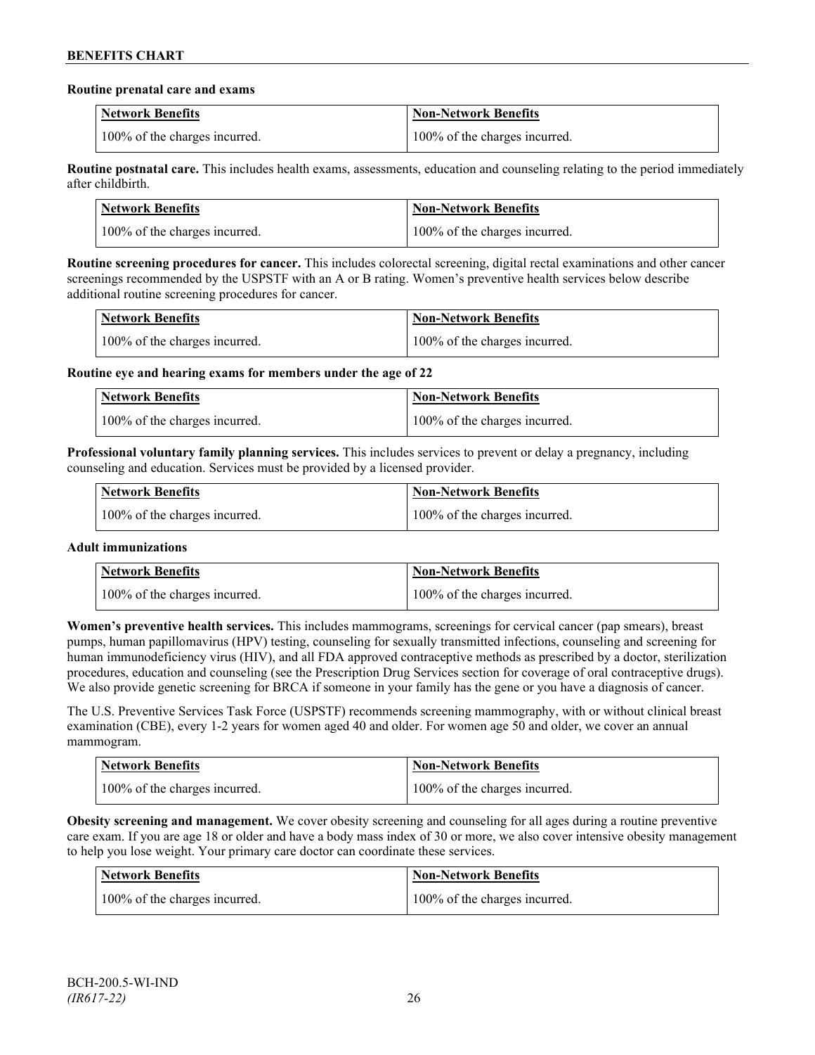**Routine prenatal care and exams**

| Network Benefits | Non-Network Benefits |
| --- | --- |
| 100% of the charges incurred. | 100% of the charges incurred. |

**Routine postnatal care.** This includes health exams, assessments, education and counseling relating to the period immediately after childbirth.

| Network Benefits | Non-Network Benefits |
| --- | --- |
| 100% of the charges incurred. | 100% of the charges incurred. |

**Routine screening procedures for cancer.** This includes colorectal screening, digital rectal examinations and other cancer screenings recommended by the USPSTF with an A or B rating. Women's preventive health services below describe additional routine screening procedures for cancer.

| Network Benefits | Non-Network Benefits |
| --- | --- |
| 100% of the charges incurred. | 100% of the charges incurred. |

**Routine eye and hearing exams for members under the age of 22**

| Network Benefits | Non-Network Benefits |
| --- | --- |
| 100% of the charges incurred. | 100% of the charges incurred. |

**Professional voluntary family planning services.** This includes services to prevent or delay a pregnancy, including counseling and education. Services must be provided by a licensed provider.

| Network Benefits | Non-Network Benefits |
| --- | --- |
| 100% of the charges incurred. | 100% of the charges incurred. |

**Adult immunizations**

| Network Benefits | Non-Network Benefits |
| --- | --- |
| 100% of the charges incurred. | 100% of the charges incurred. |

**Women's preventive health services.** This includes mammograms, screenings for cervical cancer (pap smears), breast pumps, human papillomavirus (HPV) testing, counseling for sexually transmitted infections, counseling and screening for human immunodeficiency virus (HIV), and all FDA approved contraceptive methods as prescribed by a doctor, sterilization procedures, education and counseling (see the Prescription Drug Services section for coverage of oral contraceptive drugs). We also provide genetic screening for BRCA if someone in your family has the gene or you have a diagnosis of cancer.

The U.S. Preventive Services Task Force (USPSTF) recommends screening mammography, with or without clinical breast examination (CBE), every 1-2 years for women aged 40 and older. For women age 50 and older, we cover an annual mammogram.

| Network Benefits | Non-Network Benefits |
| --- | --- |
| 100% of the charges incurred. | 100% of the charges incurred. |

**Obesity screening and management.** We cover obesity screening and counseling for all ages during a routine preventive care exam. If you are age 18 or older and have a body mass index of 30 or more, we also cover intensive obesity management to help you lose weight. Your primary care doctor can coordinate these services.

| Network Benefits | Non-Network Benefits |
| --- | --- |
| 100% of the charges incurred. | 100% of the charges incurred. |

BCH-200.5-WI-IND
*(IR617-22)*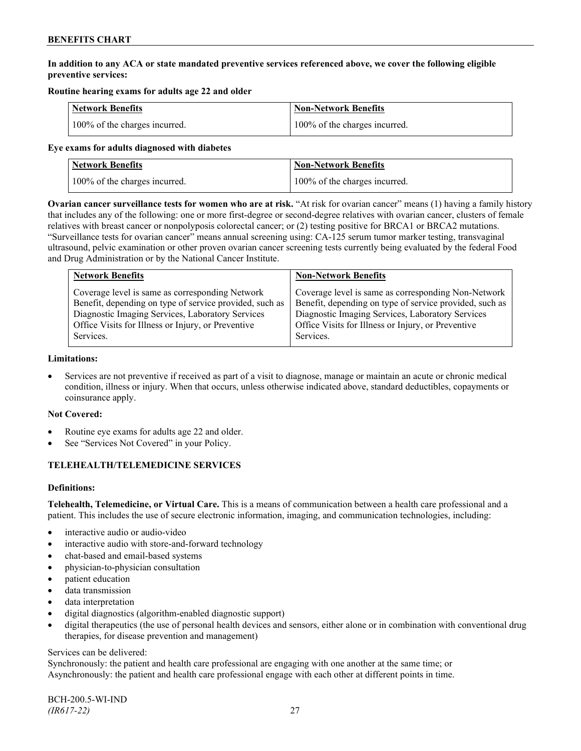**In addition to any ACA or state mandated preventive services referenced above, we cover the following eligible preventive services:**

**Routine hearing exams for adults age 22 and older**

| Network Benefits | Non-Network Benefits |
|---|---|
| 100% of the charges incurred. | 100% of the charges incurred. |

**Eye exams for adults diagnosed with diabetes**

| Network Benefits | Non-Network Benefits |
|---|---|
| 100% of the charges incurred. | 100% of the charges incurred. |

**Ovarian cancer surveillance tests for women who are at risk.** "At risk for ovarian cancer" means (1) having a family history that includes any of the following: one or more first-degree or second-degree relatives with ovarian cancer, clusters of female relatives with breast cancer or nonpolyposis colorectal cancer; or (2) testing positive for BRCA1 or BRCA2 mutations. "Surveillance tests for ovarian cancer" means annual screening using: CA-125 serum tumor marker testing, transvaginal ultrasound, pelvic examination or other proven ovarian cancer screening tests currently being evaluated by the federal Food and Drug Administration or by the National Cancer Institute.

| Network Benefits | Non-Network Benefits |
|---|---|
| Coverage level is same as corresponding Network Benefit, depending on type of service provided, such as Diagnostic Imaging Services, Laboratory Services Office Visits for Illness or Injury, or Preventive Services. | Coverage level is same as corresponding Non-Network Benefit, depending on type of service provided, such as Diagnostic Imaging Services, Laboratory Services Office Visits for Illness or Injury, or Preventive Services. |

**Limitations:**

- Services are not preventive if received as part of a visit to diagnose, manage or maintain an acute or chronic medical condition, illness or injury. When that occurs, unless otherwise indicated above, standard deductibles, copayments or coinsurance apply.

**Not Covered:**

- Routine eye exams for adults age 22 and older.
- See "Services Not Covered" in your Policy.

## TELEHEALTH/TELEMEDICINE SERVICES

**Definitions:**

**Telehealth, Telemedicine, or Virtual Care.** This is a means of communication between a health care professional and a patient. This includes the use of secure electronic information, imaging, and communication technologies, including:

- interactive audio or audio-video
- interactive audio with store-and-forward technology
- chat-based and email-based systems
- physician-to-physician consultation
- patient education
- data transmission
- data interpretation
- digital diagnostics (algorithm-enabled diagnostic support)
- digital therapeutics (the use of personal health devices and sensors, either alone or in combination with conventional drug therapies, for disease prevention and management)

Services can be delivered:
Synchronously: the patient and health care professional are engaging with one another at the same time; or
Asynchronously: the patient and health care professional engage with each other at different points in time.

BCH-200.5-WI-IND
*(IR617-22)*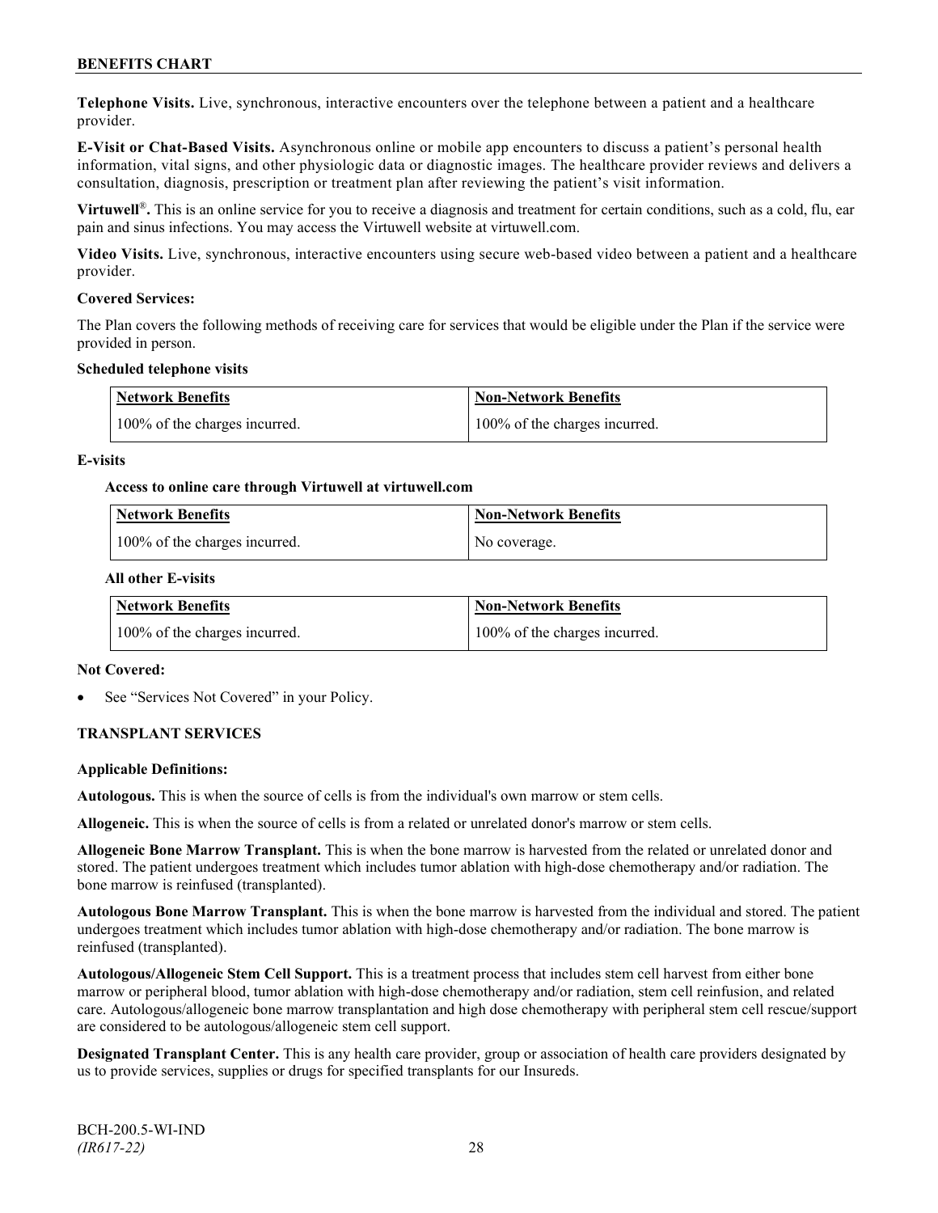**Telephone Visits.** Live, synchronous, interactive encounters over the telephone between a patient and a healthcare provider.

**E-Visit or Chat-Based Visits.** Asynchronous online or mobile app encounters to discuss a patient's personal health information, vital signs, and other physiologic data or diagnostic images. The healthcare provider reviews and delivers a consultation, diagnosis, prescription or treatment plan after reviewing the patient's visit information.

**Virtuwell®.** This is an online service for you to receive a diagnosis and treatment for certain conditions, such as a cold, flu, ear pain and sinus infections. You may access the Virtuwell website at virtuwell.com.

**Video Visits.** Live, synchronous, interactive encounters using secure web-based video between a patient and a healthcare provider.

**Covered Services:**

The Plan covers the following methods of receiving care for services that would be eligible under the Plan if the service were provided in person.

**Scheduled telephone visits**

| Network Benefits | Non-Network Benefits |
|---|---|
| 100% of the charges incurred. | 100% of the charges incurred. |

**E-visits**

**Access to online care through Virtuwell at virtuwell.com**

| Network Benefits | Non-Network Benefits |
|---|---|
| 100% of the charges incurred. | No coverage. |

**All other E-visits**

| Network Benefits | Non-Network Benefits |
|---|---|
| 100% of the charges incurred. | 100% of the charges incurred. |

**Not Covered:**

- See "Services Not Covered" in your Policy.

## TRANSPLANT SERVICES

**Applicable Definitions:**

**Autologous.** This is when the source of cells is from the individual's own marrow or stem cells.

**Allogeneic.** This is when the source of cells is from a related or unrelated donor's marrow or stem cells.

**Allogeneic Bone Marrow Transplant.** This is when the bone marrow is harvested from the related or unrelated donor and stored. The patient undergoes treatment which includes tumor ablation with high-dose chemotherapy and/or radiation. The bone marrow is reinfused (transplanted).

**Autologous Bone Marrow Transplant.** This is when the bone marrow is harvested from the individual and stored. The patient undergoes treatment which includes tumor ablation with high-dose chemotherapy and/or radiation. The bone marrow is reinfused (transplanted).

**Autologous/Allogeneic Stem Cell Support.** This is a treatment process that includes stem cell harvest from either bone marrow or peripheral blood, tumor ablation with high-dose chemotherapy and/or radiation, stem cell reinfusion, and related care. Autologous/allogeneic bone marrow transplantation and high dose chemotherapy with peripheral stem cell rescue/support are considered to be autologous/allogeneic stem cell support.

**Designated Transplant Center.** This is any health care provider, group or association of health care providers designated by us to provide services, supplies or drugs for specified transplants for our Insureds.

BCH-200.5-WI-IND
*(IR617-22)*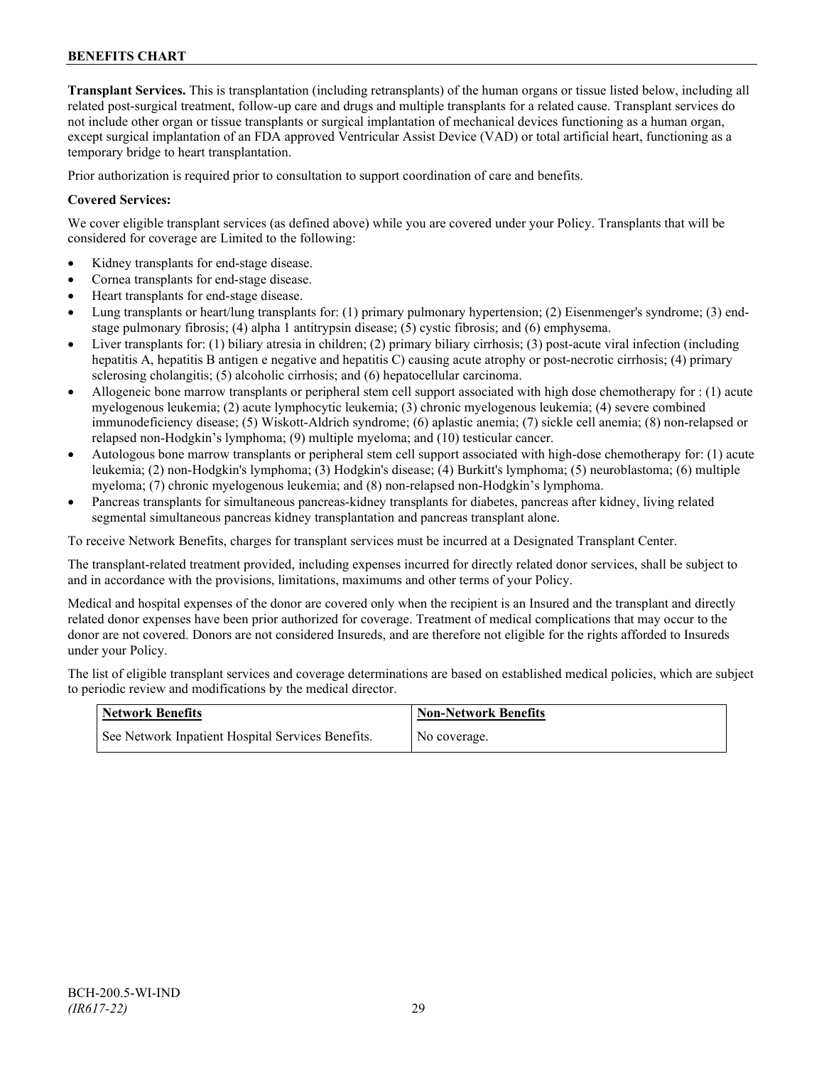**Transplant Services.** This is transplantation (including retransplants) of the human organs or tissue listed below, including all related post-surgical treatment, follow-up care and drugs and multiple transplants for a related cause. Transplant services do not include other organ or tissue transplants or surgical implantation of mechanical devices functioning as a human organ, except surgical implantation of an FDA approved Ventricular Assist Device (VAD) or total artificial heart, functioning as a temporary bridge to heart transplantation.

Prior authorization is required prior to consultation to support coordination of care and benefits.

**Covered Services:**

We cover eligible transplant services (as defined above) while you are covered under your Policy. Transplants that will be considered for coverage are Limited to the following:

- Kidney transplants for end-stage disease.
- Cornea transplants for end-stage disease.
- Heart transplants for end-stage disease.
- Lung transplants or heart/lung transplants for: (1) primary pulmonary hypertension; (2) Eisenmenger's syndrome; (3) end-stage pulmonary fibrosis; (4) alpha 1 antitrypsin disease; (5) cystic fibrosis; and (6) emphysema.
- Liver transplants for: (1) biliary atresia in children; (2) primary biliary cirrhosis; (3) post-acute viral infection (including hepatitis A, hepatitis B antigen e negative and hepatitis C) causing acute atrophy or post-necrotic cirrhosis; (4) primary sclerosing cholangitis; (5) alcoholic cirrhosis; and (6) hepatocellular carcinoma.
- Allogeneic bone marrow transplants or peripheral stem cell support associated with high dose chemotherapy for : (1) acute myelogenous leukemia; (2) acute lymphocytic leukemia; (3) chronic myelogenous leukemia; (4) severe combined immunodeficiency disease; (5) Wiskott-Aldrich syndrome; (6) aplastic anemia; (7) sickle cell anemia; (8) non-relapsed or relapsed non-Hodgkin's lymphoma; (9) multiple myeloma; and (10) testicular cancer.
- Autologous bone marrow transplants or peripheral stem cell support associated with high-dose chemotherapy for: (1) acute leukemia; (2) non-Hodgkin's lymphoma; (3) Hodgkin's disease; (4) Burkitt's lymphoma; (5) neuroblastoma; (6) multiple myeloma; (7) chronic myelogenous leukemia; and (8) non-relapsed non-Hodgkin's lymphoma.
- Pancreas transplants for simultaneous pancreas-kidney transplants for diabetes, pancreas after kidney, living related segmental simultaneous pancreas kidney transplantation and pancreas transplant alone.

To receive Network Benefits, charges for transplant services must be incurred at a Designated Transplant Center.

The transplant-related treatment provided, including expenses incurred for directly related donor services, shall be subject to and in accordance with the provisions, limitations, maximums and other terms of your Policy.

Medical and hospital expenses of the donor are covered only when the recipient is an Insured and the transplant and directly related donor expenses have been prior authorized for coverage. Treatment of medical complications that may occur to the donor are not covered. Donors are not considered Insureds, and are therefore not eligible for the rights afforded to Insureds under your Policy.

The list of eligible transplant services and coverage determinations are based on established medical policies, which are subject to periodic review and modifications by the medical director.

| Network Benefits | Non-Network Benefits |
|---|---|
| See Network Inpatient Hospital Services Benefits. | No coverage. |

BCH-200.5-WI-IND
*(IR617-22)*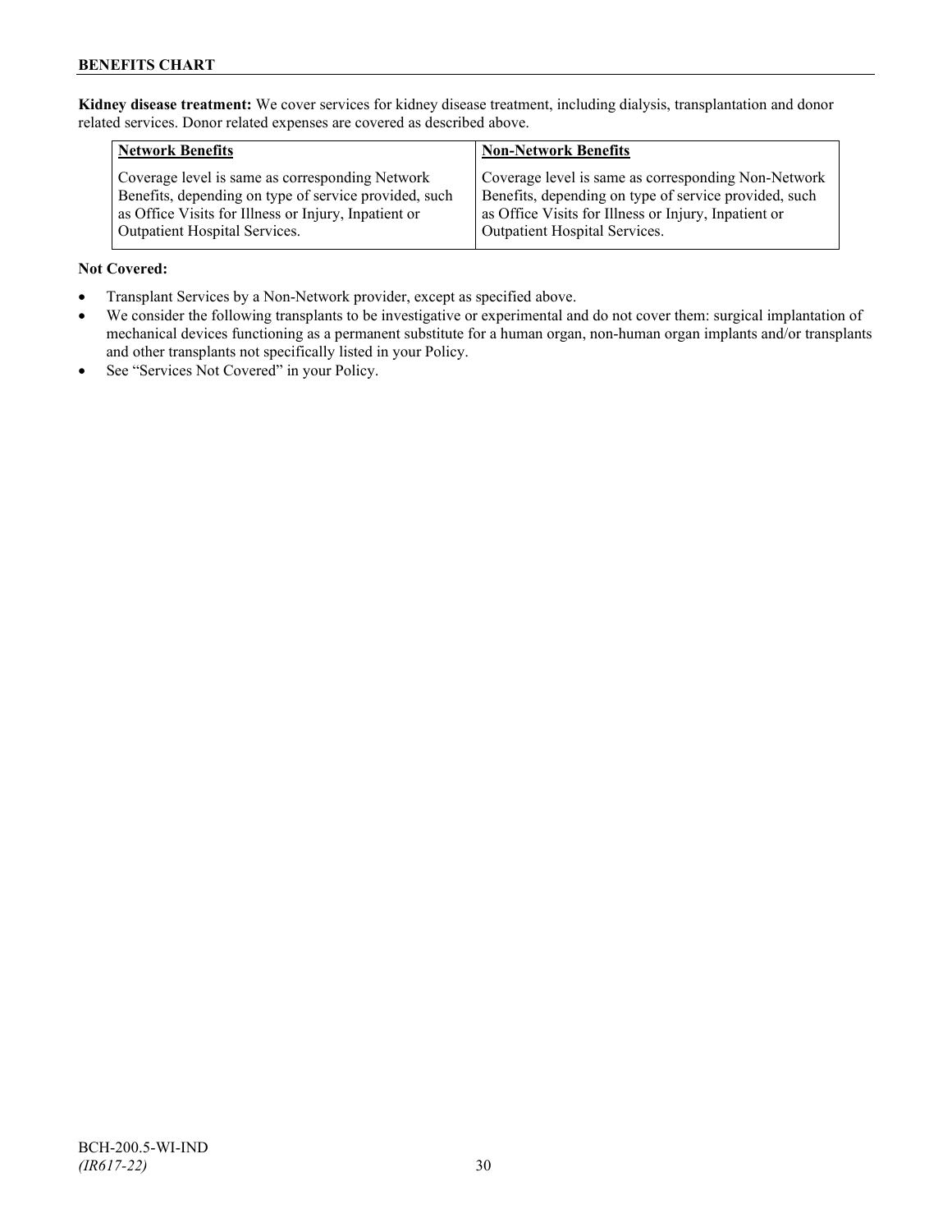**Kidney disease treatment:** We cover services for kidney disease treatment, including dialysis, transplantation and donor related services. Donor related expenses are covered as described above.

| Network Benefits | Non-Network Benefits |
|---|---|
| Coverage level is same as corresponding Network Benefits, depending on type of service provided, such as Office Visits for Illness or Injury, Inpatient or Outpatient Hospital Services. | Coverage level is same as corresponding Non-Network Benefits, depending on type of service provided, such as Office Visits for Illness or Injury, Inpatient or Outpatient Hospital Services. |

**Not Covered:**

- Transplant Services by a Non-Network provider, except as specified above.
- We consider the following transplants to be investigative or experimental and do not cover them: surgical implantation of mechanical devices functioning as a permanent substitute for a human organ, non-human organ implants and/or transplants and other transplants not specifically listed in your Policy.
- See "Services Not Covered" in your Policy.

BCH-200.5-WI-IND
*(IR617-22)*